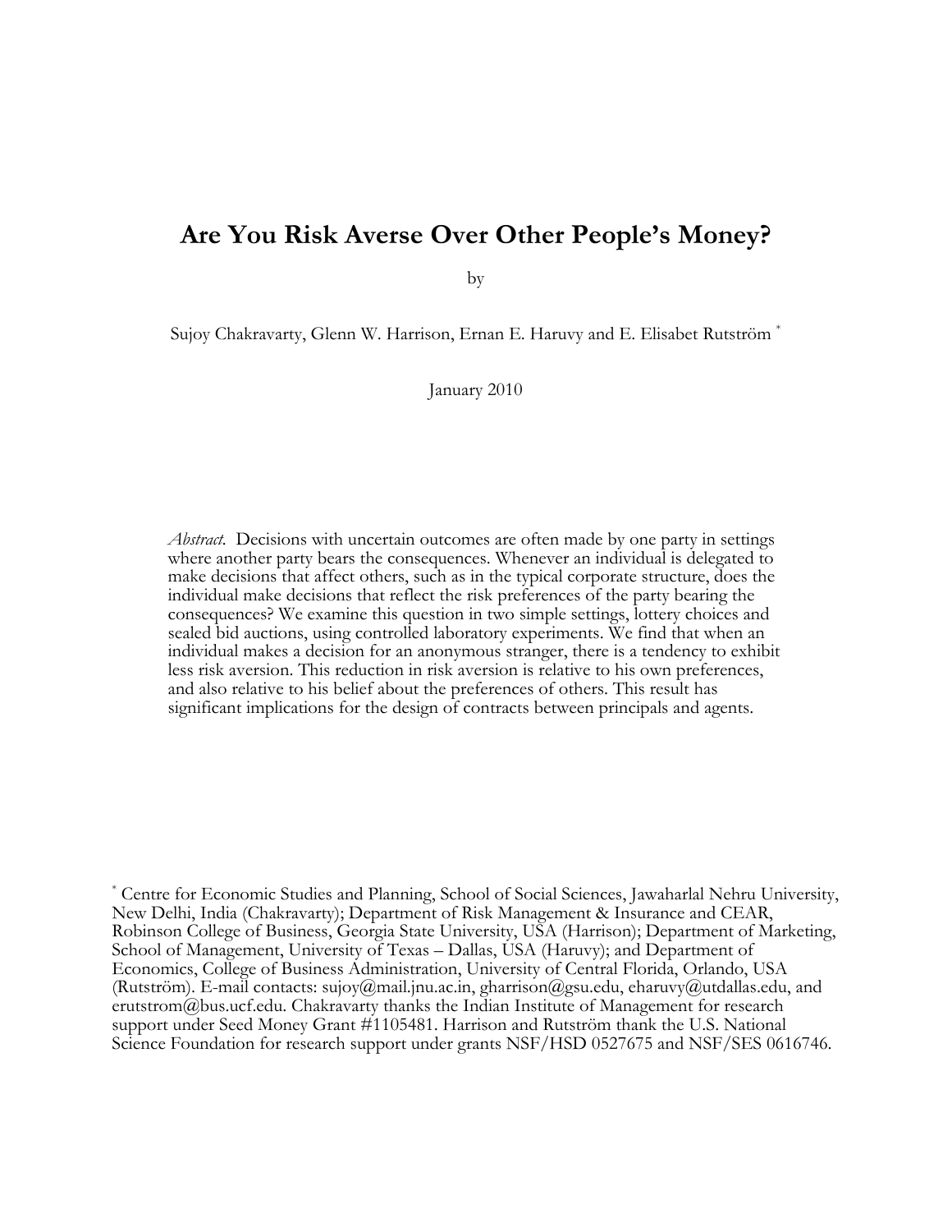# Are You Risk Averse Over Other People's Money?

by

Sujoy Chakravarty, Glenn W. Harrison, Ernan E. Haruvy and E. Elisabet Rutström [*]

January 2010

*Abstract.* Decisions with uncertain outcomes are often made by one party in settings where another party bears the consequences. Whenever an individual is delegated to make decisions that affect others, such as in the typical corporate structure, does the individual make decisions that reflect the risk preferences of the party bearing the consequences? We examine this question in two simple settings, lottery choices and sealed bid auctions, using controlled laboratory experiments. We find that when an individual makes a decision for an anonymous stranger, there is a tendency to exhibit less risk aversion. This reduction in risk aversion is relative to his own preferences, and also relative to his belief about the preferences of others. This result has significant implications for the design of contracts between principals and agents.

[*] Centre for Economic Studies and Planning, School of Social Sciences, Jawaharlal Nehru University, New Delhi, India (Chakravarty); Department of Risk Management & Insurance and CEAR, Robinson College of Business, Georgia State University, USA (Harrison); Department of Marketing, School of Management, University of Texas – Dallas, USA (Haruvy); and Department of Economics, College of Business Administration, University of Central Florida, Orlando, USA (Rutström). E-mail contacts: sujoy@mail.jnu.ac.in, gharrison@gsu.edu, eharuvy@utdallas.edu, and erutstrom@bus.ucf.edu. Chakravarty thanks the Indian Institute of Management for research support under Seed Money Grant #1105481. Harrison and Rutström thank the U.S. National Science Foundation for research support under grants NSF/HSD 0527675 and NSF/SES 0616746.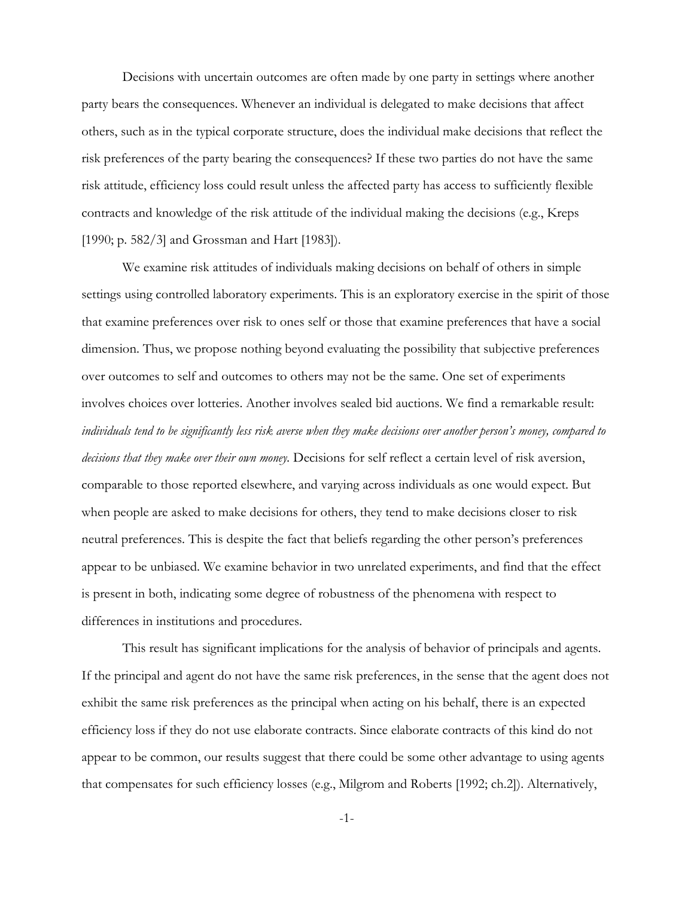Decisions with uncertain outcomes are often made by one party in settings where another party bears the consequences. Whenever an individual is delegated to make decisions that affect others, such as in the typical corporate structure, does the individual make decisions that reflect the risk preferences of the party bearing the consequences? If these two parties do not have the same risk attitude, efficiency loss could result unless the affected party has access to sufficiently flexible contracts and knowledge of the risk attitude of the individual making the decisions (e.g., Kreps [1990; p. 582/3] and Grossman and Hart [1983]).

We examine risk attitudes of individuals making decisions on behalf of others in simple settings using controlled laboratory experiments. This is an exploratory exercise in the spirit of those that examine preferences over risk to ones self or those that examine preferences that have a social dimension. Thus, we propose nothing beyond evaluating the possibility that subjective preferences over outcomes to self and outcomes to others may not be the same. One set of experiments involves choices over lotteries. Another involves sealed bid auctions. We find a remarkable result: *individuals tend to be significantly less risk averse when they make decisions over another person's money, compared to decisions that they make over their own money.* Decisions for self reflect a certain level of risk aversion, comparable to those reported elsewhere, and varying across individuals as one would expect. But when people are asked to make decisions for others, they tend to make decisions closer to risk neutral preferences. This is despite the fact that beliefs regarding the other person's preferences appear to be unbiased. We examine behavior in two unrelated experiments, and find that the effect is present in both, indicating some degree of robustness of the phenomena with respect to differences in institutions and procedures.

This result has significant implications for the analysis of behavior of principals and agents. If the principal and agent do not have the same risk preferences, in the sense that the agent does not exhibit the same risk preferences as the principal when acting on his behalf, there is an expected efficiency loss if they do not use elaborate contracts. Since elaborate contracts of this kind do not appear to be common, our results suggest that there could be some other advantage to using agents that compensates for such efficiency losses (e.g., Milgrom and Roberts [1992; ch.2]). Alternatively,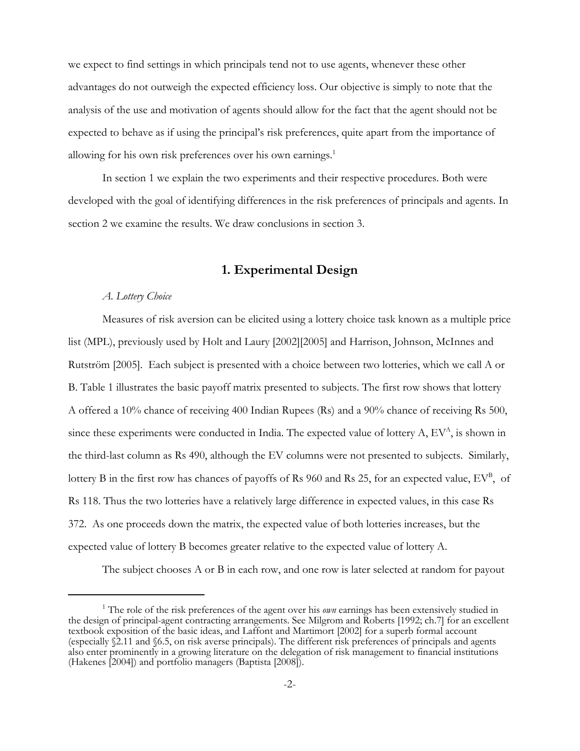we expect to find settings in which principals tend not to use agents, whenever these other advantages do not outweigh the expected efficiency loss. Our objective is simply to note that the analysis of the use and motivation of agents should allow for the fact that the agent should not be expected to behave as if using the principal's risk preferences, quite apart from the importance of allowing for his own risk preferences over his own earnings.[1]

In section 1 we explain the two experiments and their respective procedures. Both were developed with the goal of identifying differences in the risk preferences of principals and agents. In section 2 we examine the results. We draw conclusions in section 3.

## 1. Experimental Design

*A. Lottery Choice*

Measures of risk aversion can be elicited using a lottery choice task known as a multiple price list (MPL), previously used by Holt and Laury [2002][2005] and Harrison, Johnson, McInnes and Rutström [2005]. Each subject is presented with a choice between two lotteries, which we call A or B. Table 1 illustrates the basic payoff matrix presented to subjects. The first row shows that lottery A offered a 10% chance of receiving 400 Indian Rupees (Rs) and a 90% chance of receiving Rs 500, since these experiments were conducted in India. The expected value of lottery A, $EV^A$, is shown in the third-last column as Rs 490, although the EV columns were not presented to subjects. Similarly, lottery B in the first row has chances of payoffs of Rs 960 and Rs 25, for an expected value, $EV^B$, of Rs 118. Thus the two lotteries have a relatively large difference in expected values, in this case Rs 372. As one proceeds down the matrix, the expected value of both lotteries increases, but the expected value of lottery B becomes greater relative to the expected value of lottery A.

The subject chooses A or B in each row, and one row is later selected at random for payout

[1] The role of the risk preferences of the agent over his *own* earnings has been extensively studied in the design of principal-agent contracting arrangements. See Milgrom and Roberts [1992; ch.7] for an excellent textbook exposition of the basic ideas, and Laffont and Martimort [2002] for a superb formal account (especially §2.11 and §6.5, on risk averse principals). The different risk preferences of principals and agents also enter prominently in a growing literature on the delegation of risk management to financial institutions (Hakenes [2004]) and portfolio managers (Baptista [2008]).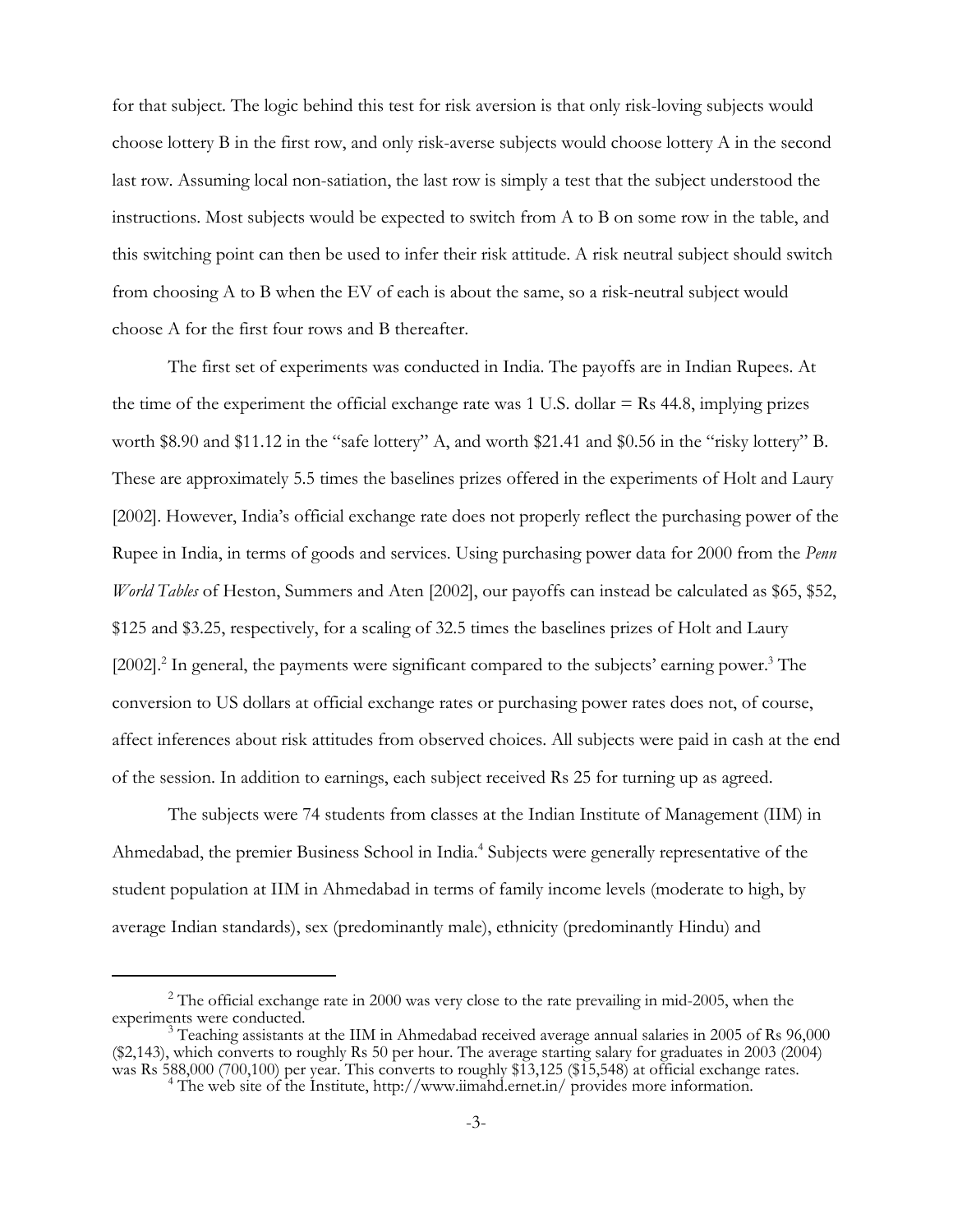for that subject. The logic behind this test for risk aversion is that only risk-loving subjects would choose lottery B in the first row, and only risk-averse subjects would choose lottery A in the second last row. Assuming local non-satiation, the last row is simply a test that the subject understood the instructions. Most subjects would be expected to switch from A to B on some row in the table, and this switching point can then be used to infer their risk attitude. A risk neutral subject should switch from choosing A to B when the EV of each is about the same, so a risk-neutral subject would choose A for the first four rows and B thereafter.

The first set of experiments was conducted in India. The payoffs are in Indian Rupees. At the time of the experiment the official exchange rate was 1 U.S. dollar = Rs 44.8, implying prizes worth \$8.90 and \$11.12 in the "safe lottery" A, and worth \$21.41 and \$0.56 in the "risky lottery" B. These are approximately 5.5 times the baselines prizes offered in the experiments of Holt and Laury [2002]. However, India's official exchange rate does not properly reflect the purchasing power of the Rupee in India, in terms of goods and services. Using purchasing power data for 2000 from the *Penn World Tables* of Heston, Summers and Aten [2002], our payoffs can instead be calculated as \$65, \$52, \$125 and \$3.25, respectively, for a scaling of 32.5 times the baselines prizes of Holt and Laury [2002].[2] In general, the payments were significant compared to the subjects' earning power.[3] The conversion to US dollars at official exchange rates or purchasing power rates does not, of course, affect inferences about risk attitudes from observed choices. All subjects were paid in cash at the end of the session. In addition to earnings, each subject received Rs 25 for turning up as agreed.

The subjects were 74 students from classes at the Indian Institute of Management (IIM) in Ahmedabad, the premier Business School in India.[4] Subjects were generally representative of the student population at IIM in Ahmedabad in terms of family income levels (moderate to high, by average Indian standards), sex (predominantly male), ethnicity (predominantly Hindu) and

---

[2] The official exchange rate in 2000 was very close to the rate prevailing in mid-2005, when the experiments were conducted.

[3] Teaching assistants at the IIM in Ahmedabad received average annual salaries in 2005 of Rs 96,000 (\$2,143), which converts to roughly Rs 50 per hour. The average starting salary for graduates in 2003 (2004) was Rs 588,000 (700,100) per year. This converts to roughly \$13,125 (\$15,548) at official exchange rates.

[4] The web site of the Institute, http://www.iimahd.ernet.in/ provides more information.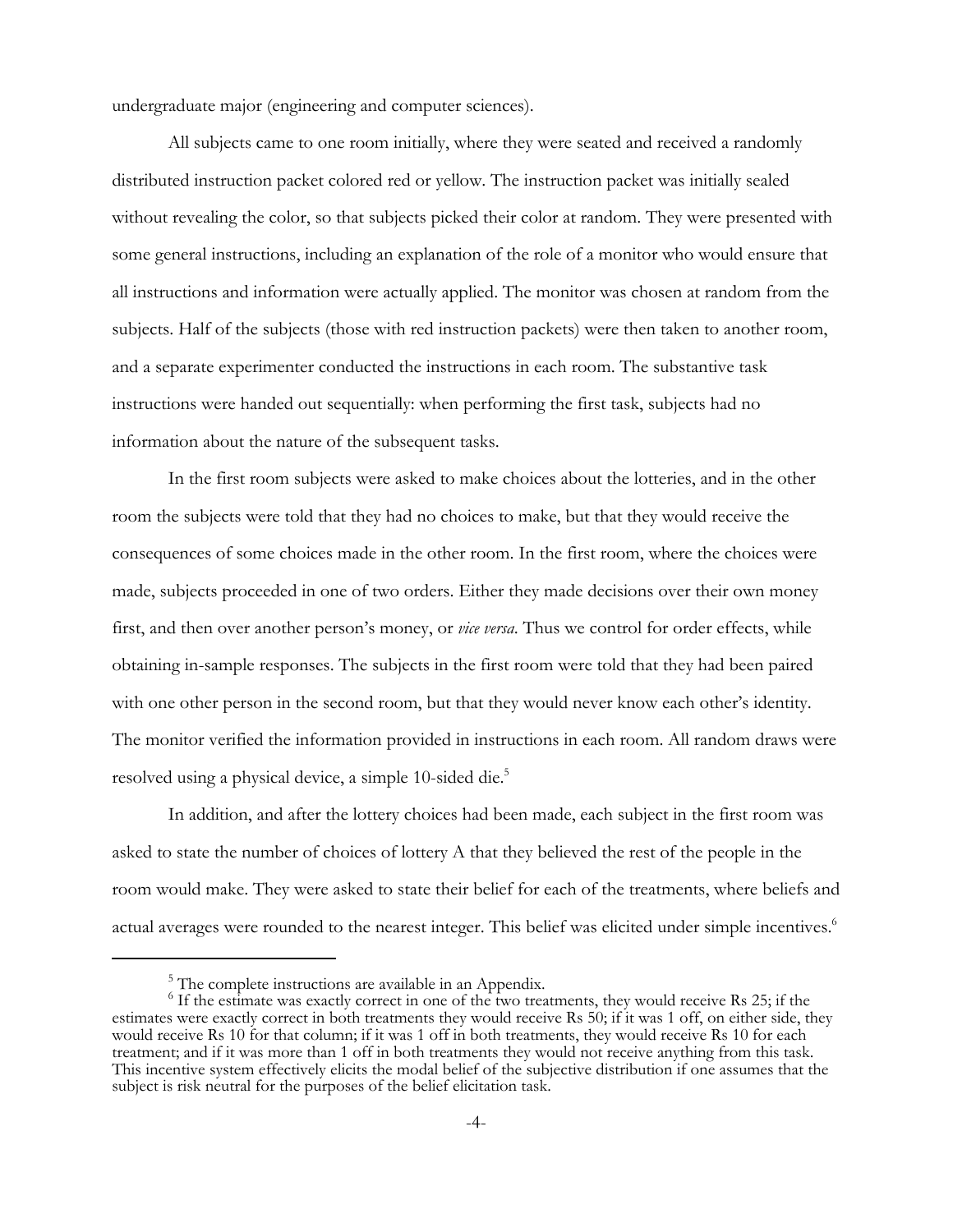undergraduate major (engineering and computer sciences).

All subjects came to one room initially, where they were seated and received a randomly distributed instruction packet colored red or yellow. The instruction packet was initially sealed without revealing the color, so that subjects picked their color at random. They were presented with some general instructions, including an explanation of the role of a monitor who would ensure that all instructions and information were actually applied. The monitor was chosen at random from the subjects. Half of the subjects (those with red instruction packets) were then taken to another room, and a separate experimenter conducted the instructions in each room. The substantive task instructions were handed out sequentially: when performing the first task, subjects had no information about the nature of the subsequent tasks.

In the first room subjects were asked to make choices about the lotteries, and in the other room the subjects were told that they had no choices to make, but that they would receive the consequences of some choices made in the other room. In the first room, where the choices were made, subjects proceeded in one of two orders. Either they made decisions over their own money first, and then over another person's money, or *vice versa*. Thus we control for order effects, while obtaining in-sample responses. The subjects in the first room were told that they had been paired with one other person in the second room, but that they would never know each other's identity. The monitor verified the information provided in instructions in each room. All random draws were resolved using a physical device, a simple 10-sided die.[5]

In addition, and after the lottery choices had been made, each subject in the first room was asked to state the number of choices of lottery A that they believed the rest of the people in the room would make. They were asked to state their belief for each of the treatments, where beliefs and actual averages were rounded to the nearest integer. This belief was elicited under simple incentives.[6]

---

[5] The complete instructions are available in an Appendix.

[6] If the estimate was exactly correct in one of the two treatments, they would receive Rs 25; if the estimates were exactly correct in both treatments they would receive Rs 50; if it was 1 off, on either side, they would receive Rs 10 for that column; if it was 1 off in both treatments, they would receive Rs 10 for each treatment; and if it was more than 1 off in both treatments they would not receive anything from this task. This incentive system effectively elicits the modal belief of the subjective distribution if one assumes that the subject is risk neutral for the purposes of the belief elicitation task.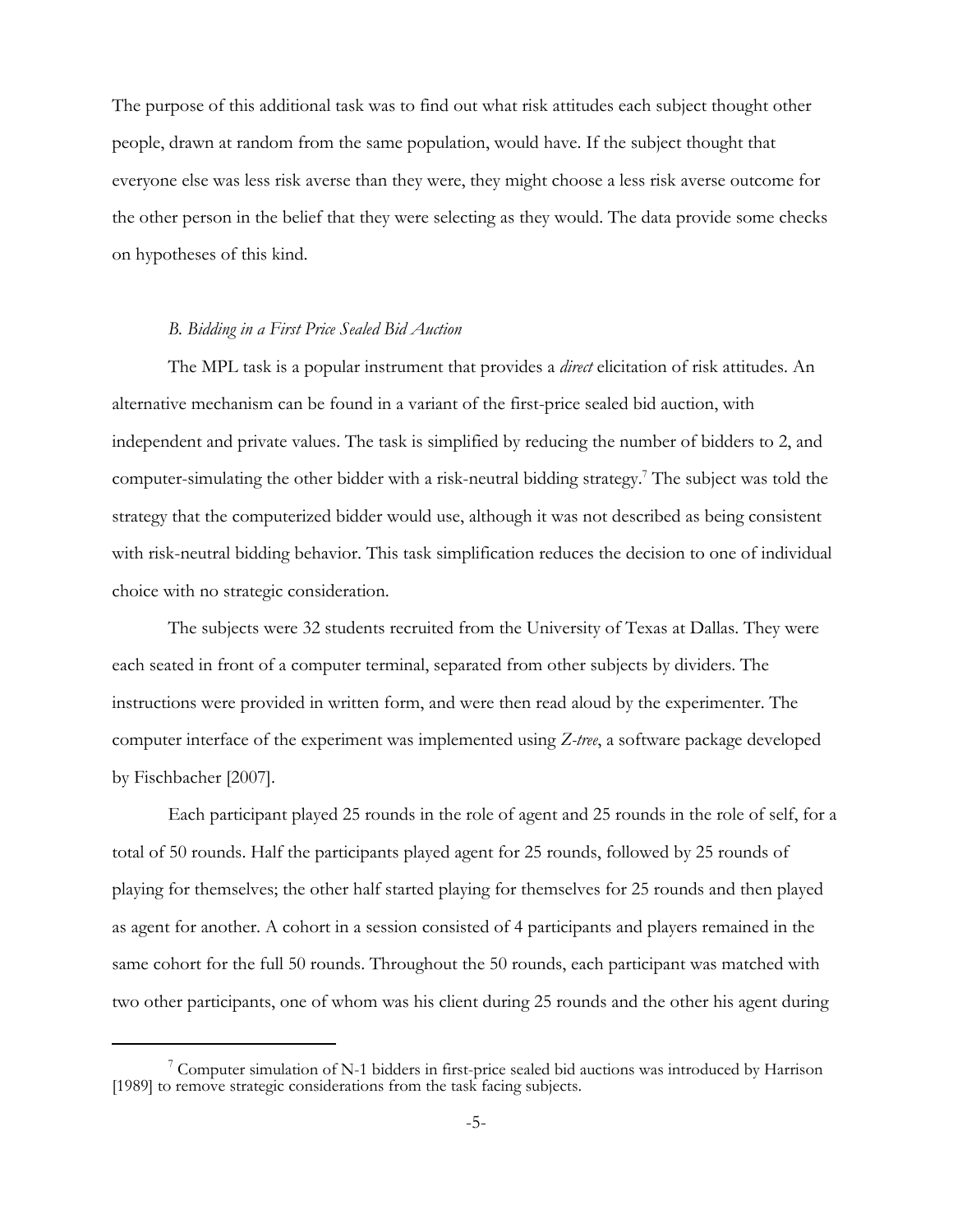The purpose of this additional task was to find out what risk attitudes each subject thought other people, drawn at random from the same population, would have. If the subject thought that everyone else was less risk averse than they were, they might choose a less risk averse outcome for the other person in the belief that they were selecting as they would. The data provide some checks on hypotheses of this kind.

### *B. Bidding in a First Price Sealed Bid Auction*

The MPL task is a popular instrument that provides a *direct* elicitation of risk attitudes. An alternative mechanism can be found in a variant of the first-price sealed bid auction, with independent and private values. The task is simplified by reducing the number of bidders to 2, and computer-simulating the other bidder with a risk-neutral bidding strategy.[7] The subject was told the strategy that the computerized bidder would use, although it was not described as being consistent with risk-neutral bidding behavior. This task simplification reduces the decision to one of individual choice with no strategic consideration.

The subjects were 32 students recruited from the University of Texas at Dallas. They were each seated in front of a computer terminal, separated from other subjects by dividers. The instructions were provided in written form, and were then read aloud by the experimenter. The computer interface of the experiment was implemented using *Z-tree*, a software package developed by Fischbacher [2007].

Each participant played 25 rounds in the role of agent and 25 rounds in the role of self, for a total of 50 rounds. Half the participants played agent for 25 rounds, followed by 25 rounds of playing for themselves; the other half started playing for themselves for 25 rounds and then played as agent for another. A cohort in a session consisted of 4 participants and players remained in the same cohort for the full 50 rounds. Throughout the 50 rounds, each participant was matched with two other participants, one of whom was his client during 25 rounds and the other his agent during

---

[7] Computer simulation of N-1 bidders in first-price sealed bid auctions was introduced by Harrison [1989] to remove strategic considerations from the task facing subjects.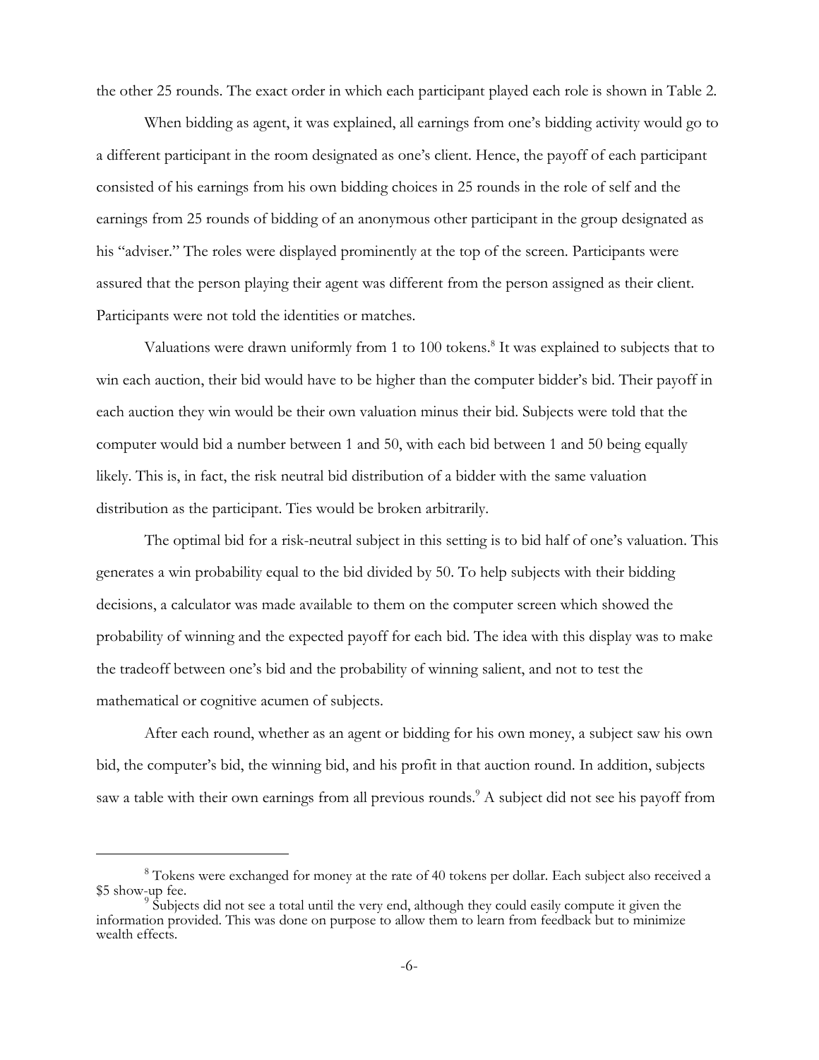the other 25 rounds. The exact order in which each participant played each role is shown in Table 2.

When bidding as agent, it was explained, all earnings from one's bidding activity would go to a different participant in the room designated as one's client. Hence, the payoff of each participant consisted of his earnings from his own bidding choices in 25 rounds in the role of self and the earnings from 25 rounds of bidding of an anonymous other participant in the group designated as his "adviser." The roles were displayed prominently at the top of the screen. Participants were assured that the person playing their agent was different from the person assigned as their client. Participants were not told the identities or matches.

Valuations were drawn uniformly from 1 to 100 tokens.[8] It was explained to subjects that to win each auction, their bid would have to be higher than the computer bidder's bid. Their payoff in each auction they win would be their own valuation minus their bid. Subjects were told that the computer would bid a number between 1 and 50, with each bid between 1 and 50 being equally likely. This is, in fact, the risk neutral bid distribution of a bidder with the same valuation distribution as the participant. Ties would be broken arbitrarily.

The optimal bid for a risk-neutral subject in this setting is to bid half of one's valuation. This generates a win probability equal to the bid divided by 50. To help subjects with their bidding decisions, a calculator was made available to them on the computer screen which showed the probability of winning and the expected payoff for each bid. The idea with this display was to make the tradeoff between one's bid and the probability of winning salient, and not to test the mathematical or cognitive acumen of subjects.

After each round, whether as an agent or bidding for his own money, a subject saw his own bid, the computer's bid, the winning bid, and his profit in that auction round. In addition, subjects saw a table with their own earnings from all previous rounds.[9] A subject did not see his payoff from

[8] Tokens were exchanged for money at the rate of 40 tokens per dollar. Each subject also received a \$5 show-up fee.

[9] Subjects did not see a total until the very end, although they could easily compute it given the information provided. This was done on purpose to allow them to learn from feedback but to minimize wealth effects.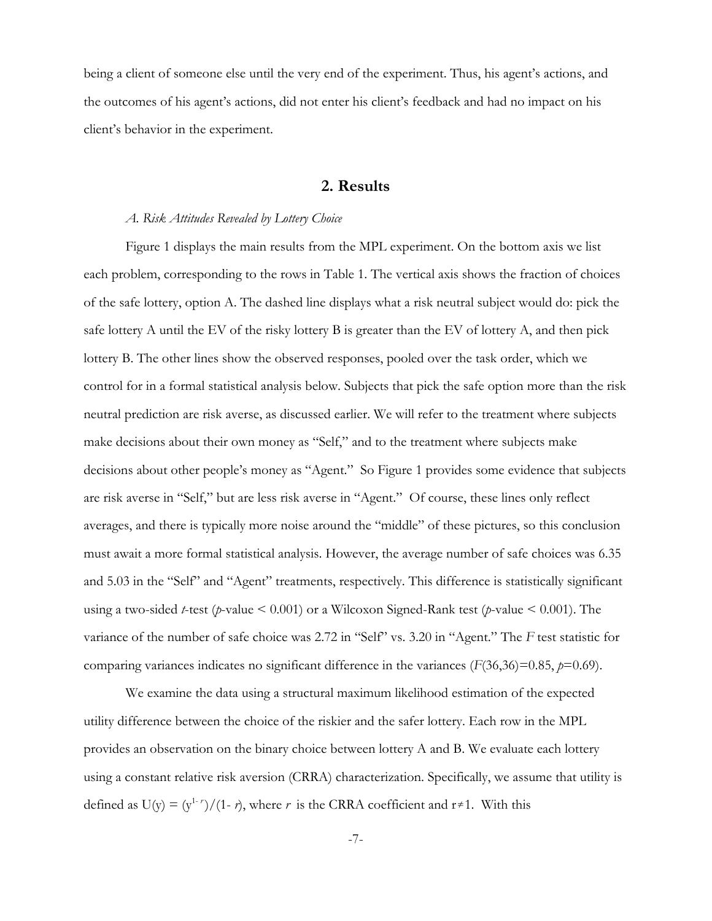being a client of someone else until the very end of the experiment. Thus, his agent's actions, and the outcomes of his agent's actions, did not enter his client's feedback and had no impact on his client's behavior in the experiment.

## 2. Results

*A. Risk Attitudes Revealed by Lottery Choice*

Figure 1 displays the main results from the MPL experiment. On the bottom axis we list each problem, corresponding to the rows in Table 1. The vertical axis shows the fraction of choices of the safe lottery, option A. The dashed line displays what a risk neutral subject would do: pick the safe lottery A until the EV of the risky lottery B is greater than the EV of lottery A, and then pick lottery B. The other lines show the observed responses, pooled over the task order, which we control for in a formal statistical analysis below. Subjects that pick the safe option more than the risk neutral prediction are risk averse, as discussed earlier. We will refer to the treatment where subjects make decisions about their own money as "Self," and to the treatment where subjects make decisions about other people's money as "Agent." So Figure 1 provides some evidence that subjects are risk averse in "Self," but are less risk averse in "Agent." Of course, these lines only reflect averages, and there is typically more noise around the "middle" of these pictures, so this conclusion must await a more formal statistical analysis. However, the average number of safe choices was 6.35 and 5.03 in the "Self" and "Agent" treatments, respectively. This difference is statistically significant using a two-sided $t$-test ($p$-value $< 0.001$) or a Wilcoxon Signed-Rank test ($p$-value $< 0.001$). The variance of the number of safe choice was 2.72 in "Self" vs. 3.20 in "Agent." The $F$ test statistic for comparing variances indicates no significant difference in the variances ($F(36,36)=0.85$, $p=0.69$).

We examine the data using a structural maximum likelihood estimation of the expected utility difference between the choice of the riskier and the safer lottery. Each row in the MPL provides an observation on the binary choice between lottery A and B. We evaluate each lottery using a constant relative risk aversion (CRRA) characterization. Specifically, we assume that utility is defined as $U(y) = (y^{1-r})/(1-r)$, where $r$ is the CRRA coefficient and $r \neq 1$. With this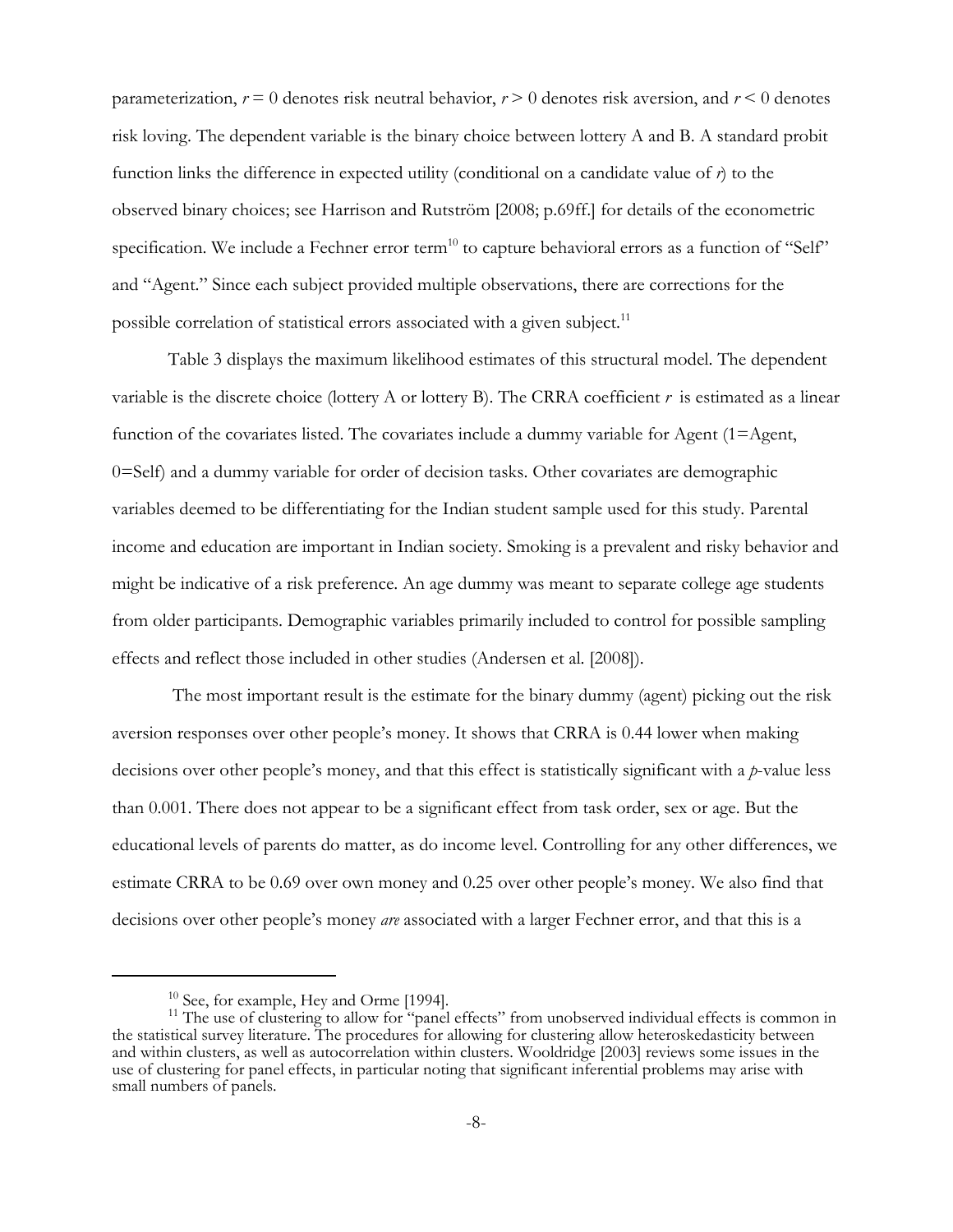parameterization, $r = 0$ denotes risk neutral behavior, $r > 0$ denotes risk aversion, and $r < 0$ denotes risk loving. The dependent variable is the binary choice between lottery A and B. A standard probit function links the difference in expected utility (conditional on a candidate value of $r$) to the observed binary choices; see Harrison and Rutström [2008; p.69ff.] for details of the econometric specification. We include a Fechner error term[10] to capture behavioral errors as a function of "Self" and "Agent." Since each subject provided multiple observations, there are corrections for the possible correlation of statistical errors associated with a given subject.[11]

Table 3 displays the maximum likelihood estimates of this structural model. The dependent variable is the discrete choice (lottery A or lottery B). The CRRA coefficient $r$ is estimated as a linear function of the covariates listed. The covariates include a dummy variable for Agent (1=Agent, 0=Self) and a dummy variable for order of decision tasks. Other covariates are demographic variables deemed to be differentiating for the Indian student sample used for this study. Parental income and education are important in Indian society. Smoking is a prevalent and risky behavior and might be indicative of a risk preference. An age dummy was meant to separate college age students from older participants. Demographic variables primarily included to control for possible sampling effects and reflect those included in other studies (Andersen et al. [2008]).

The most important result is the estimate for the binary dummy (agent) picking out the risk aversion responses over other people's money. It shows that CRRA is 0.44 lower when making decisions over other people's money, and that this effect is statistically significant with a $p$-value less than 0.001. There does not appear to be a significant effect from task order, sex or age. But the educational levels of parents do matter, as do income level. Controlling for any other differences, we estimate CRRA to be 0.69 over own money and 0.25 over other people's money. We also find that decisions over other people's money *are* associated with a larger Fechner error, and that this is a

[10] See, for example, Hey and Orme [1994].

[11] The use of clustering to allow for "panel effects" from unobserved individual effects is common in the statistical survey literature. The procedures for allowing for clustering allow heteroskedasticity between and within clusters, as well as autocorrelation within clusters. Wooldridge [2003] reviews some issues in the use of clustering for panel effects, in particular noting that significant inferential problems may arise with small numbers of panels.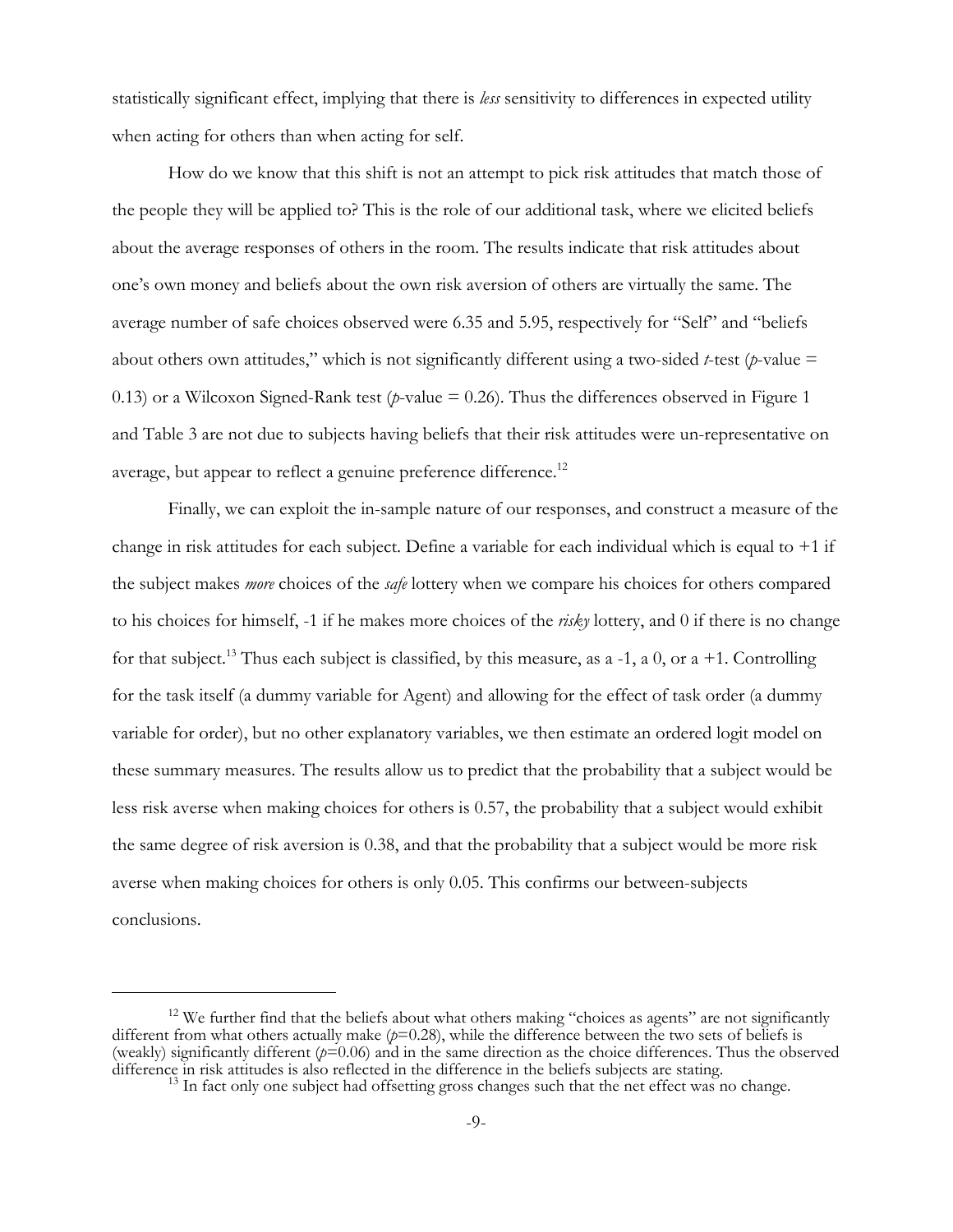statistically significant effect, implying that there is *less* sensitivity to differences in expected utility when acting for others than when acting for self.

How do we know that this shift is not an attempt to pick risk attitudes that match those of the people they will be applied to? This is the role of our additional task, where we elicited beliefs about the average responses of others in the room. The results indicate that risk attitudes about one's own money and beliefs about the own risk aversion of others are virtually the same. The average number of safe choices observed were 6.35 and 5.95, respectively for "Self" and "beliefs about others own attitudes," which is not significantly different using a two-sided *t*-test (*p*-value = 0.13) or a Wilcoxon Signed-Rank test (*p*-value = 0.26). Thus the differences observed in Figure 1 and Table 3 are not due to subjects having beliefs that their risk attitudes were un-representative on average, but appear to reflect a genuine preference difference.[12]

Finally, we can exploit the in-sample nature of our responses, and construct a measure of the change in risk attitudes for each subject. Define a variable for each individual which is equal to +1 if the subject makes *more* choices of the *safe* lottery when we compare his choices for others compared to his choices for himself, -1 if he makes more choices of the *risky* lottery, and 0 if there is no change for that subject.[13] Thus each subject is classified, by this measure, as a -1, a 0, or a +1. Controlling for the task itself (a dummy variable for Agent) and allowing for the effect of task order (a dummy variable for order), but no other explanatory variables, we then estimate an ordered logit model on these summary measures. The results allow us to predict that the probability that a subject would be less risk averse when making choices for others is 0.57, the probability that a subject would exhibit the same degree of risk aversion is 0.38, and that the probability that a subject would be more risk averse when making choices for others is only 0.05. This confirms our between-subjects conclusions.

---

[12] We further find that the beliefs about what others making "choices as agents" are not significantly different from what others actually make ($p$=0.28), while the difference between the two sets of beliefs is (weakly) significantly different ($p$=0.06) and in the same direction as the choice differences. Thus the observed difference in risk attitudes is also reflected in the difference in the beliefs subjects are stating.

[13] In fact only one subject had offsetting gross changes such that the net effect was no change.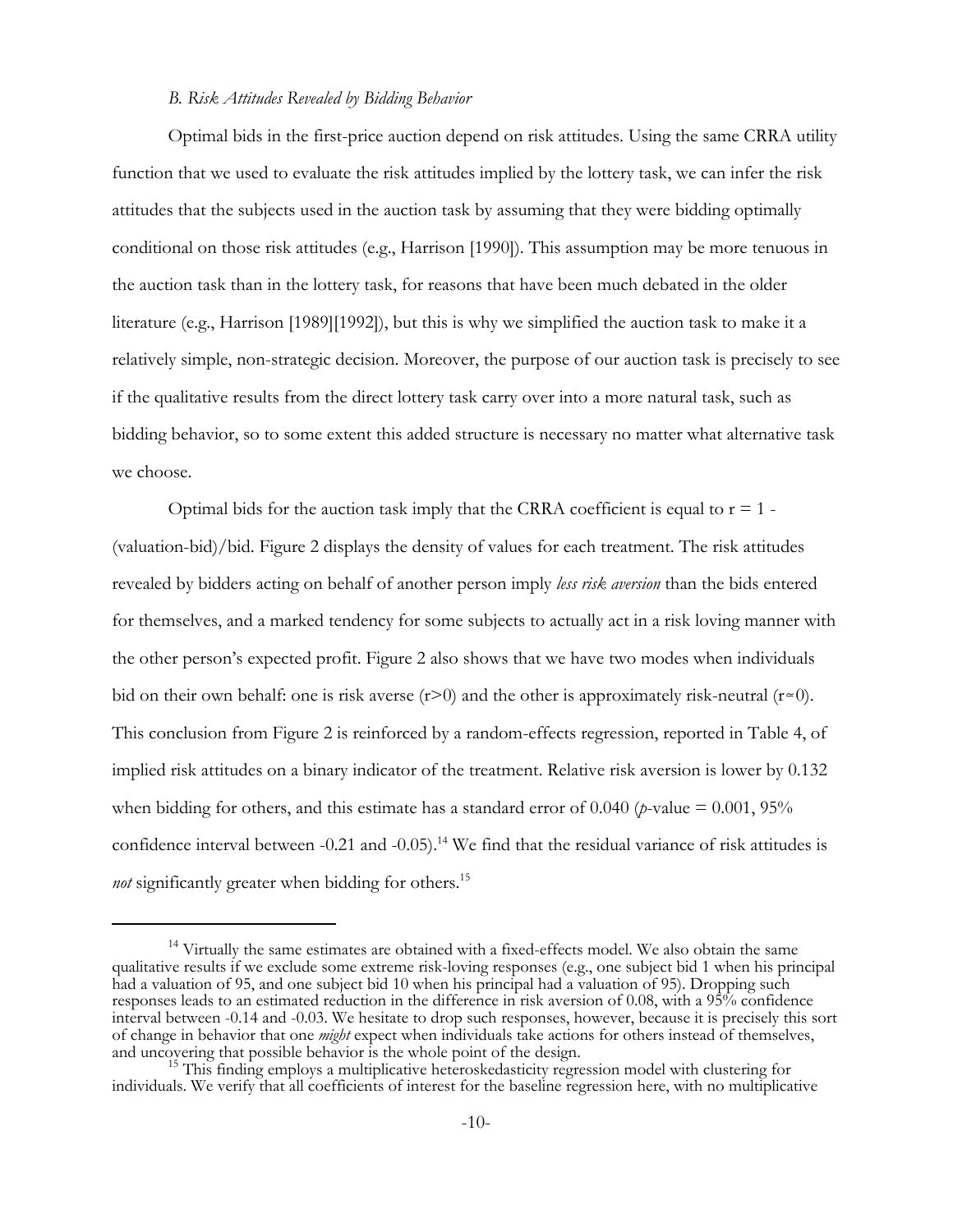### *B. Risk Attitudes Revealed by Bidding Behavior*

Optimal bids in the first-price auction depend on risk attitudes. Using the same CRRA utility function that we used to evaluate the risk attitudes implied by the lottery task, we can infer the risk attitudes that the subjects used in the auction task by assuming that they were bidding optimally conditional on those risk attitudes (e.g., Harrison [1990]). This assumption may be more tenuous in the auction task than in the lottery task, for reasons that have been much debated in the older literature (e.g., Harrison [1989][1992]), but this is why we simplified the auction task to make it a relatively simple, non-strategic decision. Moreover, the purpose of our auction task is precisely to see if the qualitative results from the direct lottery task carry over into a more natural task, such as bidding behavior, so to some extent this added structure is necessary no matter what alternative task we choose.

Optimal bids for the auction task imply that the CRRA coefficient is equal to $r = 1 - (\text{valuation-bid})/\text{bid}$. Figure 2 displays the density of values for each treatment. The risk attitudes revealed by bidders acting on behalf of another person imply *less risk aversion* than the bids entered for themselves, and a marked tendency for some subjects to actually act in a risk loving manner with the other person's expected profit. Figure 2 also shows that we have two modes when individuals bid on their own behalf: one is risk averse ($r>0$) and the other is approximately risk-neutral ($r \approx 0$). This conclusion from Figure 2 is reinforced by a random-effects regression, reported in Table 4, of implied risk attitudes on a binary indicator of the treatment. Relative risk aversion is lower by 0.132 when bidding for others, and this estimate has a standard error of 0.040 ($p$-value = 0.001, 95% confidence interval between -0.21 and -0.05).[14] We find that the residual variance of risk attitudes is *not* significantly greater when bidding for others.[15]

---

[14] Virtually the same estimates are obtained with a fixed-effects model. We also obtain the same qualitative results if we exclude some extreme risk-loving responses (e.g., one subject bid 1 when his principal had a valuation of 95, and one subject bid 10 when his principal had a valuation of 95). Dropping such responses leads to an estimated reduction in the difference in risk aversion of 0.08, with a 95% confidence interval between -0.14 and -0.03. We hesitate to drop such responses, however, because it is precisely this sort of change in behavior that one *might* expect when individuals take actions for others instead of themselves, and uncovering that possible behavior is the whole point of the design.

[15] This finding employs a multiplicative heteroskedasticity regression model with clustering for individuals. We verify that all coefficients of interest for the baseline regression here, with no multiplicative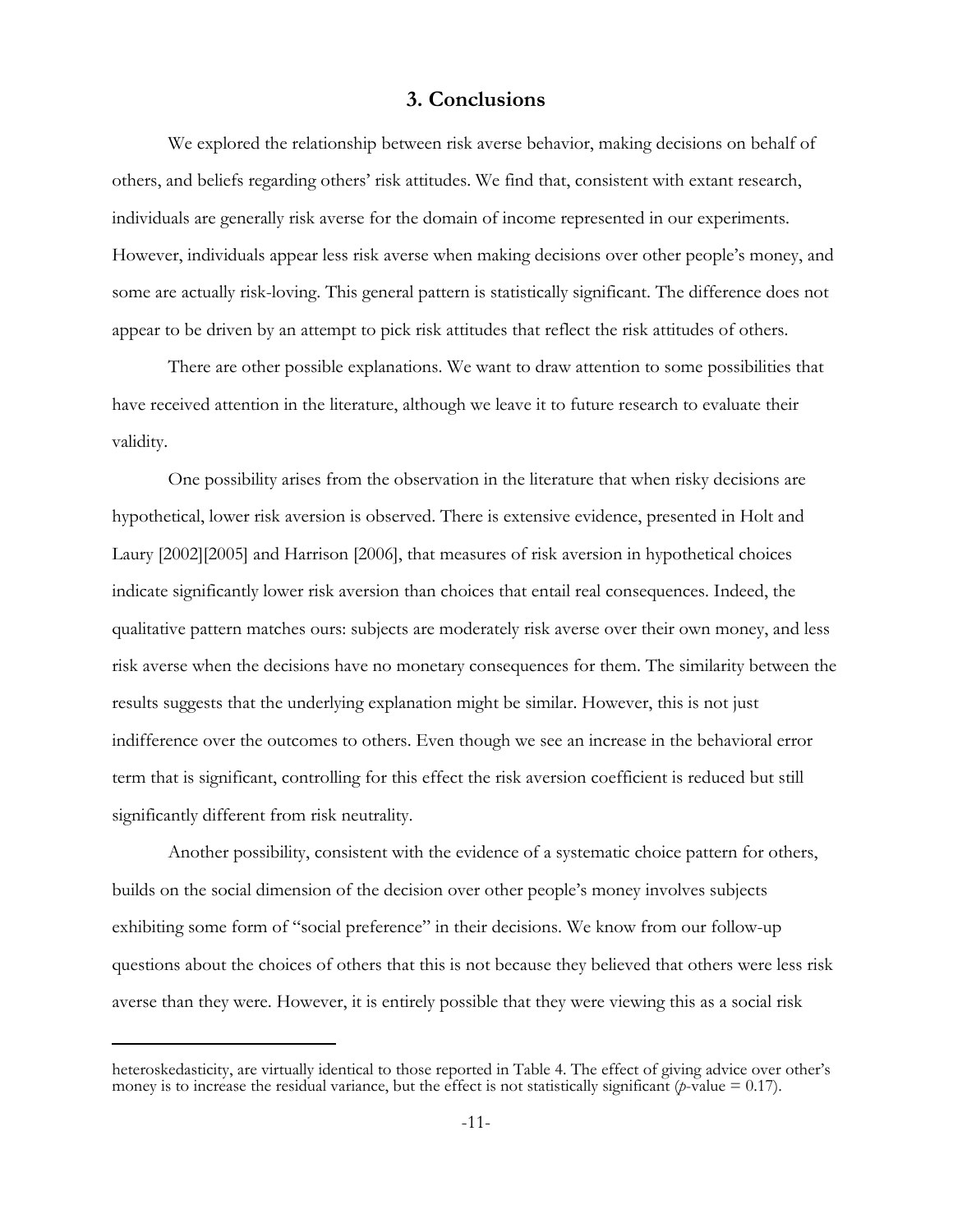## 3. Conclusions

We explored the relationship between risk averse behavior, making decisions on behalf of others, and beliefs regarding others' risk attitudes. We find that, consistent with extant research, individuals are generally risk averse for the domain of income represented in our experiments. However, individuals appear less risk averse when making decisions over other people's money, and some are actually risk-loving. This general pattern is statistically significant. The difference does not appear to be driven by an attempt to pick risk attitudes that reflect the risk attitudes of others.

There are other possible explanations. We want to draw attention to some possibilities that have received attention in the literature, although we leave it to future research to evaluate their validity.

One possibility arises from the observation in the literature that when risky decisions are hypothetical, lower risk aversion is observed. There is extensive evidence, presented in Holt and Laury [2002][2005] and Harrison [2006], that measures of risk aversion in hypothetical choices indicate significantly lower risk aversion than choices that entail real consequences. Indeed, the qualitative pattern matches ours: subjects are moderately risk averse over their own money, and less risk averse when the decisions have no monetary consequences for them. The similarity between the results suggests that the underlying explanation might be similar. However, this is not just indifference over the outcomes to others. Even though we see an increase in the behavioral error term that is significant, controlling for this effect the risk aversion coefficient is reduced but still significantly different from risk neutrality.

Another possibility, consistent with the evidence of a systematic choice pattern for others, builds on the social dimension of the decision over other people's money involves subjects exhibiting some form of "social preference" in their decisions. We know from our follow-up questions about the choices of others that this is not because they believed that others were less risk averse than they were. However, it is entirely possible that they were viewing this as a social risk

heteroskedasticity, are virtually identical to those reported in Table 4. The effect of giving advice over other's money is to increase the residual variance, but the effect is not statistically significant ($p$-value = 0.17).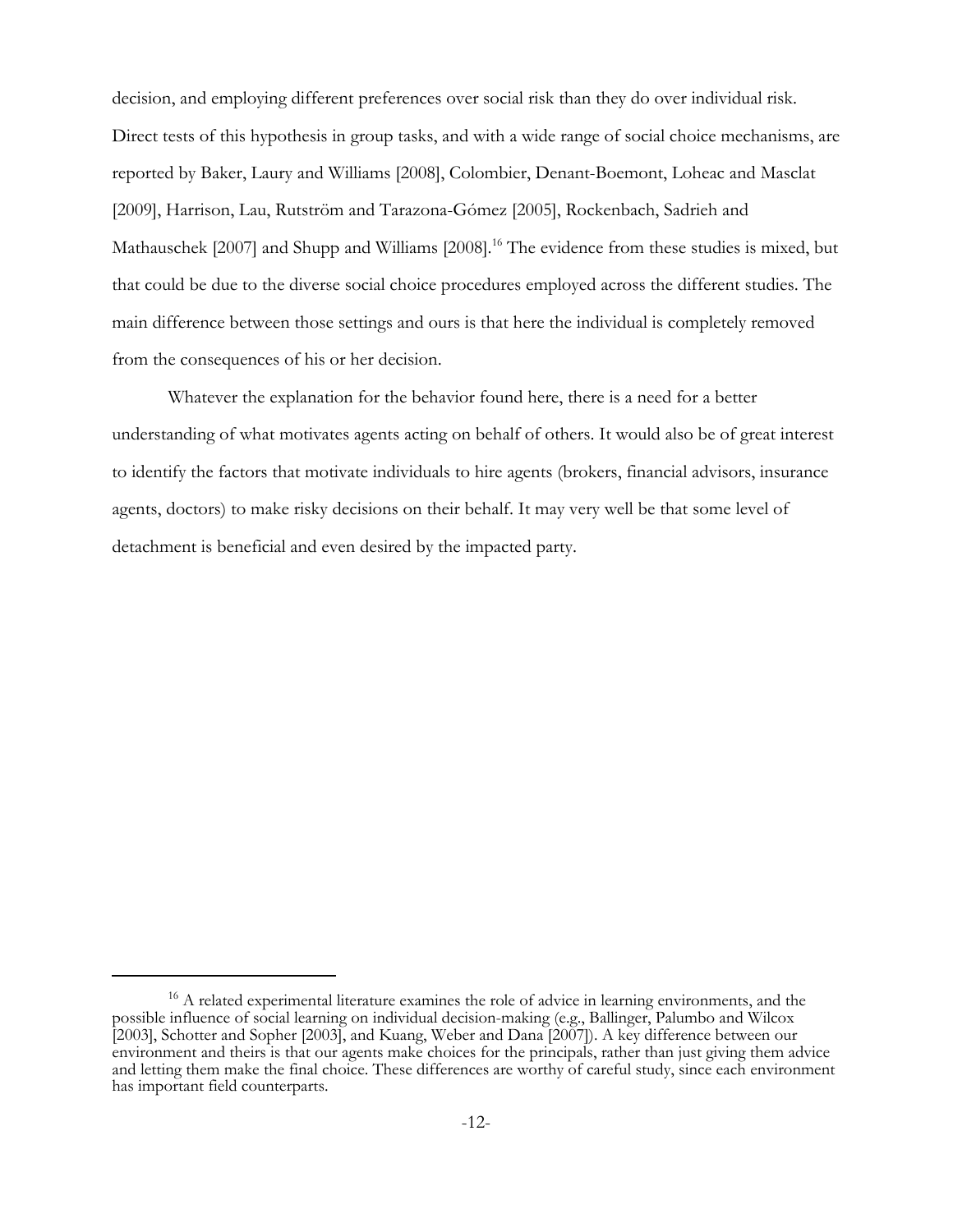decision, and employing different preferences over social risk than they do over individual risk. Direct tests of this hypothesis in group tasks, and with a wide range of social choice mechanisms, are reported by Baker, Laury and Williams [2008], Colombier, Denant-Boemont, Loheac and Masclat [2009], Harrison, Lau, Rutström and Tarazona-Gómez [2005], Rockenbach, Sadrieh and Mathauschek [2007] and Shupp and Williams [2008].[16] The evidence from these studies is mixed, but that could be due to the diverse social choice procedures employed across the different studies. The main difference between those settings and ours is that here the individual is completely removed from the consequences of his or her decision.

Whatever the explanation for the behavior found here, there is a need for a better understanding of what motivates agents acting on behalf of others. It would also be of great interest to identify the factors that motivate individuals to hire agents (brokers, financial advisors, insurance agents, doctors) to make risky decisions on their behalf. It may very well be that some level of detachment is beneficial and even desired by the impacted party.

---

[16] A related experimental literature examines the role of advice in learning environments, and the possible influence of social learning on individual decision-making (e.g., Ballinger, Palumbo and Wilcox [2003], Schotter and Sopher [2003], and Kuang, Weber and Dana [2007]). A key difference between our environment and theirs is that our agents make choices for the principals, rather than just giving them advice and letting them make the final choice. These differences are worthy of careful study, since each environment has important field counterparts.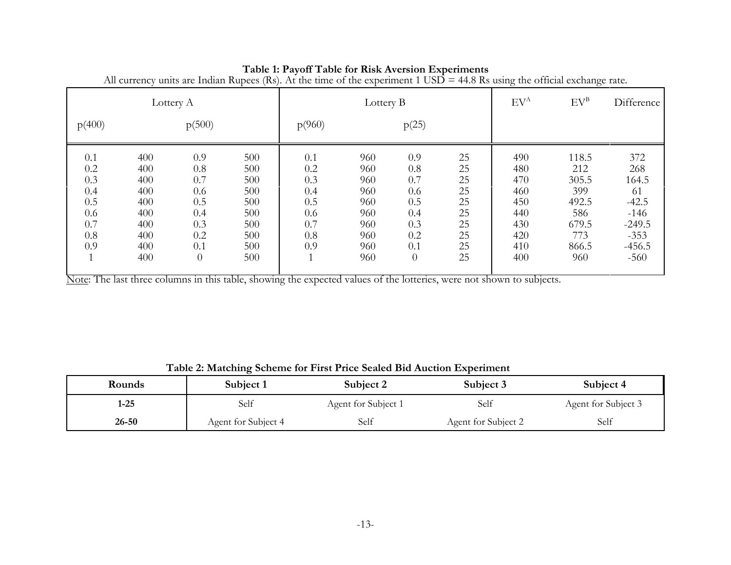**Table 1: Payoff Table for Risk Aversion Experiments**

All currency units are Indian Rupees (Rs). At the time of the experiment 1 USD = 44.8 Rs using the official exchange rate.

| Lottery A | | | | Lottery B | | | | $EV^A$ | $EV^B$ | Difference |
|---|---|---|---|---|---|---|---|---|---|---|
| p(400) | | p(500) | | p(960) | | p(25) | | | | |
| 0.1 | 400 | 0.9 | 500 | 0.1 | 960 | 0.9 | 25 | 490 | 118.5 | 372 |
| 0.2 | 400 | 0.8 | 500 | 0.2 | 960 | 0.8 | 25 | 480 | 212 | 268 |
| 0.3 | 400 | 0.7 | 500 | 0.3 | 960 | 0.7 | 25 | 470 | 305.5 | 164.5 |
| 0.4 | 400 | 0.6 | 500 | 0.4 | 960 | 0.6 | 25 | 460 | 399 | 61 |
| 0.5 | 400 | 0.5 | 500 | 0.5 | 960 | 0.5 | 25 | 450 | 492.5 | -42.5 |
| 0.6 | 400 | 0.4 | 500 | 0.6 | 960 | 0.4 | 25 | 440 | 586 | -146 |
| 0.7 | 400 | 0.3 | 500 | 0.7 | 960 | 0.3 | 25 | 430 | 679.5 | -249.5 |
| 0.8 | 400 | 0.2 | 500 | 0.8 | 960 | 0.2 | 25 | 420 | 773 | -353 |
| 0.9 | 400 | 0.1 | 500 | 0.9 | 960 | 0.1 | 25 | 410 | 866.5 | -456.5 |
| 1 | 400 | 0 | 500 | 1 | 960 | 0 | 25 | 400 | 960 | -560 |

Note: The last three columns in this table, showing the expected values of the lotteries, were not shown to subjects.

**Table 2: Matching Scheme for First Price Sealed Bid Auction Experiment**

| Rounds | Subject 1 | Subject 2 | Subject 3 | Subject 4 |
|---|---|---|---|---|
| **1-25** | Self | Agent for Subject 1 | Self | Agent for Subject 3 |
| **26-50** | Agent for Subject 4 | Self | Agent for Subject 2 | Self |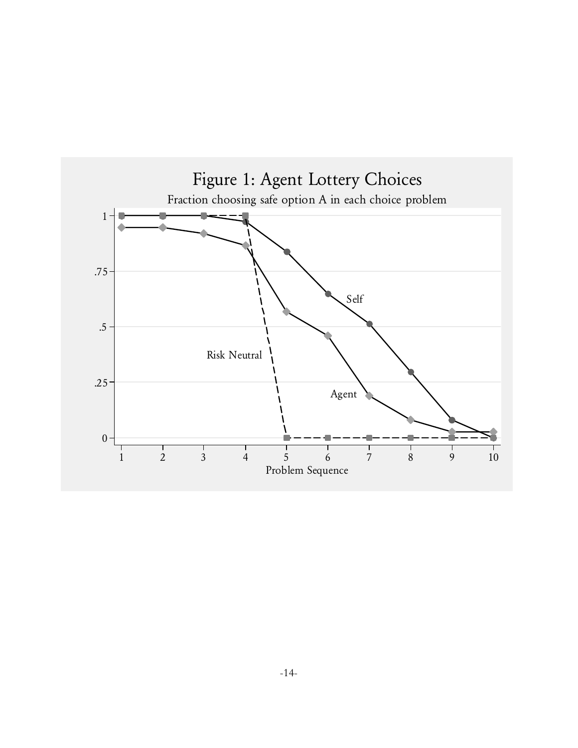Figure 1: Agent Lottery Choices

Fraction choosing safe option A in each choice problem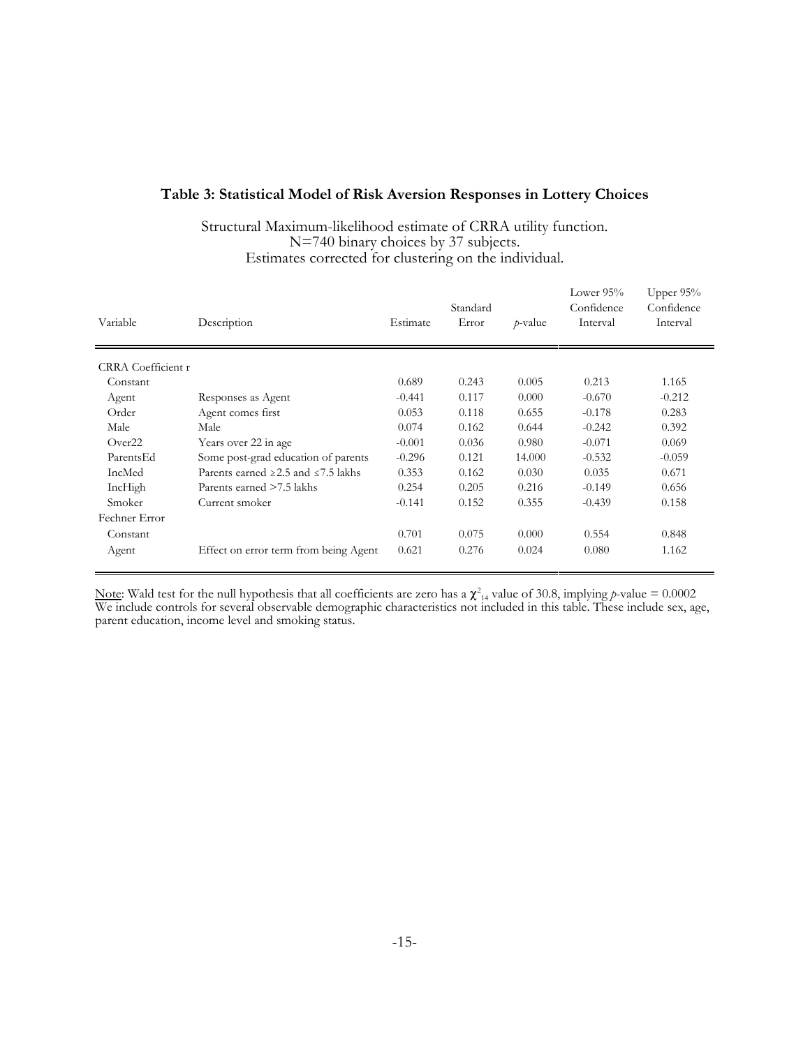**Table 3: Statistical Model of Risk Aversion Responses in Lottery Choices**

Structural Maximum-likelihood estimate of CRRA utility function.
N=740 binary choices by 37 subjects.
Estimates corrected for clustering on the individual.

| Variable | Description | Estimate | Standard Error | *p*-value | Lower 95% Confidence Interval | Upper 95% Confidence Interval |
|---|---|---|---|---|---|---|
| CRRA Coefficient r | | | | | | |
| Constant | | 0.689 | 0.243 | 0.005 | 0.213 | 1.165 |
| Agent | Responses as Agent | -0.441 | 0.117 | 0.000 | -0.670 | -0.212 |
| Order | Agent comes first | 0.053 | 0.118 | 0.655 | -0.178 | 0.283 |
| Male | Male | 0.074 | 0.162 | 0.644 | -0.242 | 0.392 |
| Over22 | Years over 22 in age | -0.001 | 0.036 | 0.980 | -0.071 | 0.069 |
| ParentsEd | Some post-grad education of parents | -0.296 | 0.121 | 14.000 | -0.532 | -0.059 |
| IncMed | Parents earned ≥2.5 and ≤7.5 lakhs | 0.353 | 0.162 | 0.030 | 0.035 | 0.671 |
| IncHigh | Parents earned >7.5 lakhs | 0.254 | 0.205 | 0.216 | -0.149 | 0.656 |
| Smoker | Current smoker | -0.141 | 0.152 | 0.355 | -0.439 | 0.158 |
| Fechner Error | | | | | | |
| Constant | | 0.701 | 0.075 | 0.000 | 0.554 | 0.848 |
| Agent | Effect on error term from being Agent | 0.621 | 0.276 | 0.024 | 0.080 | 1.162 |

Note: Wald test for the null hypothesis that all coefficients are zero has a $\chi^2_{14}$ value of 30.8, implying *p*-value = 0.0002
We include controls for several observable demographic characteristics not included in this table. These include sex, age, parent education, income level and smoking status.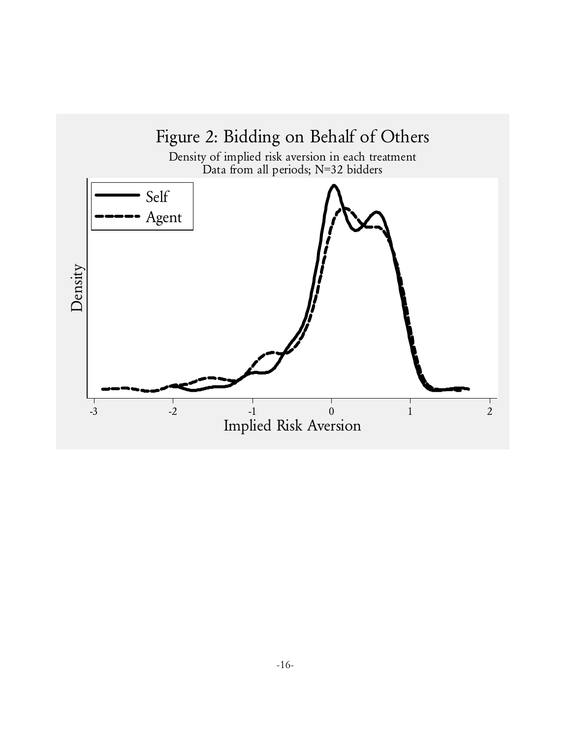Figure 2: Bidding on Behalf of Others

Density of implied risk aversion in each treatment
Data from all periods; N=32 bidders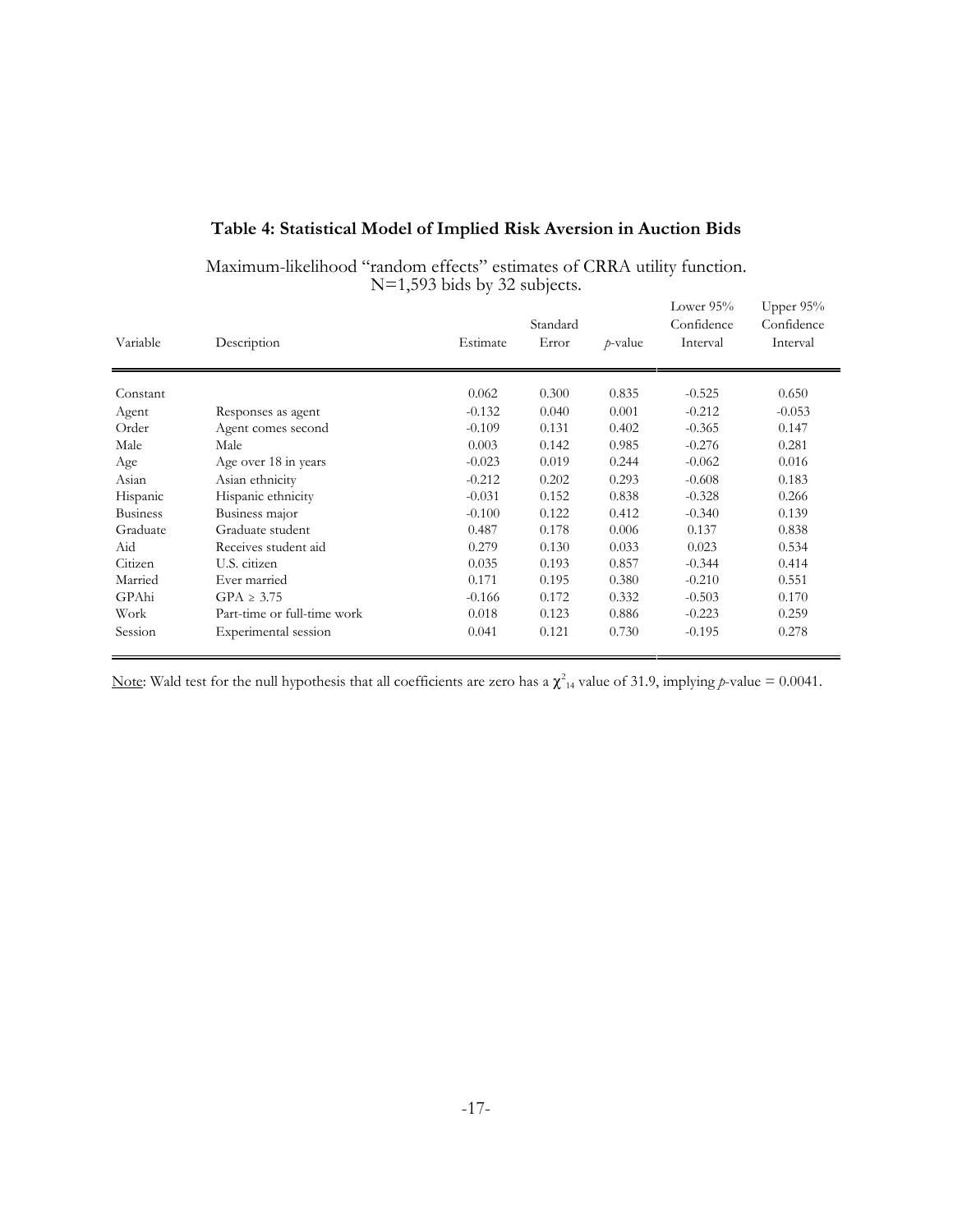### Table 4: Statistical Model of Implied Risk Aversion in Auction Bids

Maximum-likelihood "random effects" estimates of CRRA utility function.
N=1,593 bids by 32 subjects.

| Variable | Description | Estimate | Standard Error | *p*-value | Lower 95% Confidence Interval | Upper 95% Confidence Interval |
|---|---|---|---|---|---|---|
| Constant | | 0.062 | 0.300 | 0.835 | -0.525 | 0.650 |
| Agent | Responses as agent | -0.132 | 0.040 | 0.001 | -0.212 | -0.053 |
| Order | Agent comes second | -0.109 | 0.131 | 0.402 | -0.365 | 0.147 |
| Male | Male | 0.003 | 0.142 | 0.985 | -0.276 | 0.281 |
| Age | Age over 18 in years | -0.023 | 0.019 | 0.244 | -0.062 | 0.016 |
| Asian | Asian ethnicity | -0.212 | 0.202 | 0.293 | -0.608 | 0.183 |
| Hispanic | Hispanic ethnicity | -0.031 | 0.152 | 0.838 | -0.328 | 0.266 |
| Business | Business major | -0.100 | 0.122 | 0.412 | -0.340 | 0.139 |
| Graduate | Graduate student | 0.487 | 0.178 | 0.006 | 0.137 | 0.838 |
| Aid | Receives student aid | 0.279 | 0.130 | 0.033 | 0.023 | 0.534 |
| Citizen | U.S. citizen | 0.035 | 0.193 | 0.857 | -0.344 | 0.414 |
| Married | Ever married | 0.171 | 0.195 | 0.380 | -0.210 | 0.551 |
| GPAhi | GPA ≥ 3.75 | -0.166 | 0.172 | 0.332 | -0.503 | 0.170 |
| Work | Part-time or full-time work | 0.018 | 0.123 | 0.886 | -0.223 | 0.259 |
| Session | Experimental session | 0.041 | 0.121 | 0.730 | -0.195 | 0.278 |

Note: Wald test for the null hypothesis that all coefficients are zero has a $\chi^2_{14}$ value of 31.9, implying *p*-value = 0.0041.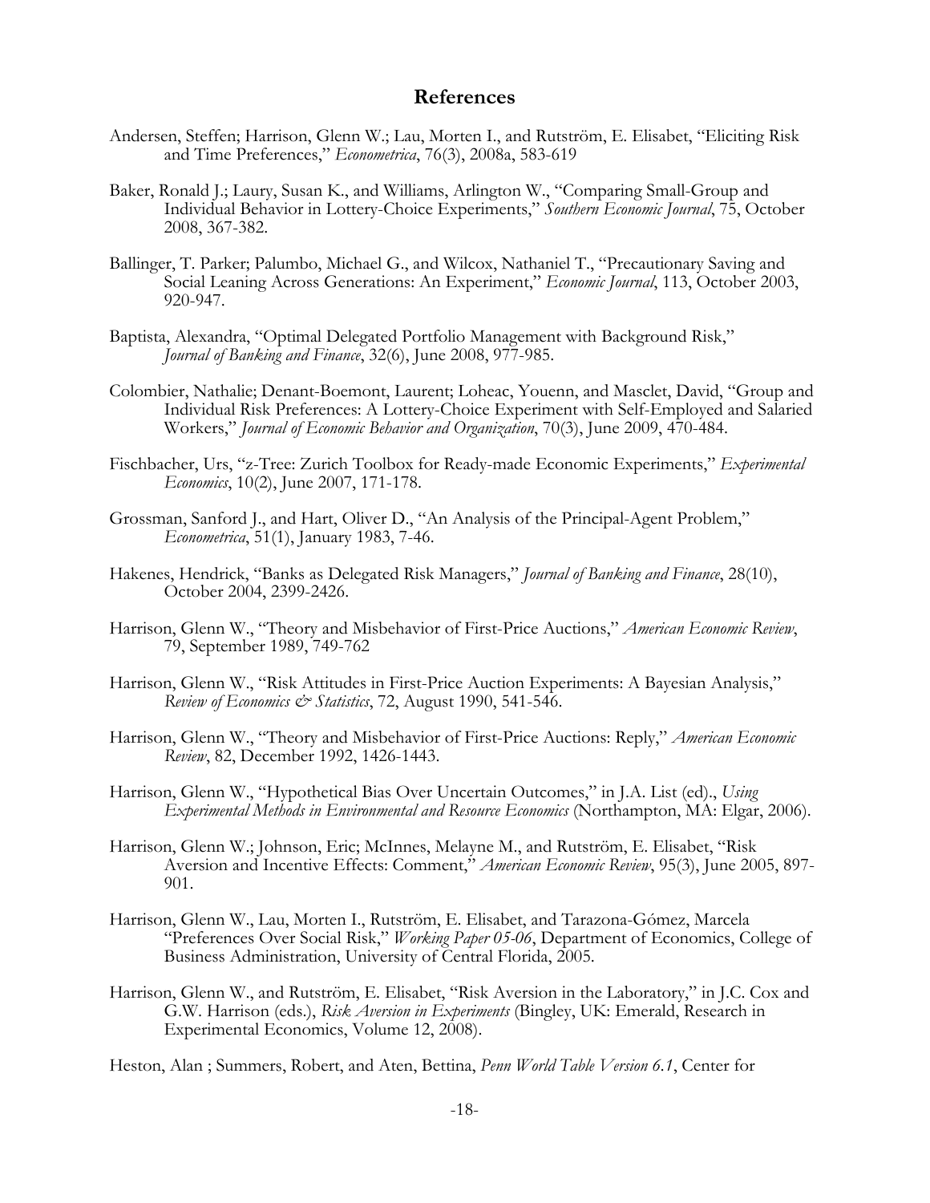## References

Andersen, Steffen; Harrison, Glenn W.; Lau, Morten I., and Rutström, E. Elisabet, "Eliciting Risk and Time Preferences," *Econometrica*, 76(3), 2008a, 583-619

Baker, Ronald J.; Laury, Susan K., and Williams, Arlington W., "Comparing Small-Group and Individual Behavior in Lottery-Choice Experiments," *Southern Economic Journal*, 75, October 2008, 367-382.

Ballinger, T. Parker; Palumbo, Michael G., and Wilcox, Nathaniel T., "Precautionary Saving and Social Leaning Across Generations: An Experiment," *Economic Journal*, 113, October 2003, 920-947.

Baptista, Alexandra, "Optimal Delegated Portfolio Management with Background Risk," *Journal of Banking and Finance*, 32(6), June 2008, 977-985.

Colombier, Nathalie; Denant-Boemont, Laurent; Loheac, Youenn, and Masclet, David, "Group and Individual Risk Preferences: A Lottery-Choice Experiment with Self-Employed and Salaried Workers," *Journal of Economic Behavior and Organization*, 70(3), June 2009, 470-484.

Fischbacher, Urs, "z-Tree: Zurich Toolbox for Ready-made Economic Experiments," *Experimental Economics*, 10(2), June 2007, 171-178.

Grossman, Sanford J., and Hart, Oliver D., "An Analysis of the Principal-Agent Problem," *Econometrica*, 51(1), January 1983, 7-46.

Hakenes, Hendrick, "Banks as Delegated Risk Managers," *Journal of Banking and Finance*, 28(10), October 2004, 2399-2426.

Harrison, Glenn W., "Theory and Misbehavior of First-Price Auctions," *American Economic Review*, 79, September 1989, 749-762

Harrison, Glenn W., "Risk Attitudes in First-Price Auction Experiments: A Bayesian Analysis," *Review of Economics & Statistics*, 72, August 1990, 541-546.

Harrison, Glenn W., "Theory and Misbehavior of First-Price Auctions: Reply," *American Economic Review*, 82, December 1992, 1426-1443.

Harrison, Glenn W., "Hypothetical Bias Over Uncertain Outcomes," in J.A. List (ed)., *Using Experimental Methods in Environmental and Resource Economics* (Northampton, MA: Elgar, 2006).

Harrison, Glenn W.; Johnson, Eric; McInnes, Melayne M., and Rutström, E. Elisabet, "Risk Aversion and Incentive Effects: Comment," *American Economic Review*, 95(3), June 2005, 897-901.

Harrison, Glenn W., Lau, Morten I., Rutström, E. Elisabet, and Tarazona-Gómez, Marcela "Preferences Over Social Risk," *Working Paper 05-06*, Department of Economics, College of Business Administration, University of Central Florida, 2005.

Harrison, Glenn W., and Rutström, E. Elisabet, "Risk Aversion in the Laboratory," in J.C. Cox and G.W. Harrison (eds.), *Risk Aversion in Experiments* (Bingley, UK: Emerald, Research in Experimental Economics, Volume 12, 2008).

Heston, Alan ; Summers, Robert, and Aten, Bettina, *Penn World Table Version 6.1*, Center for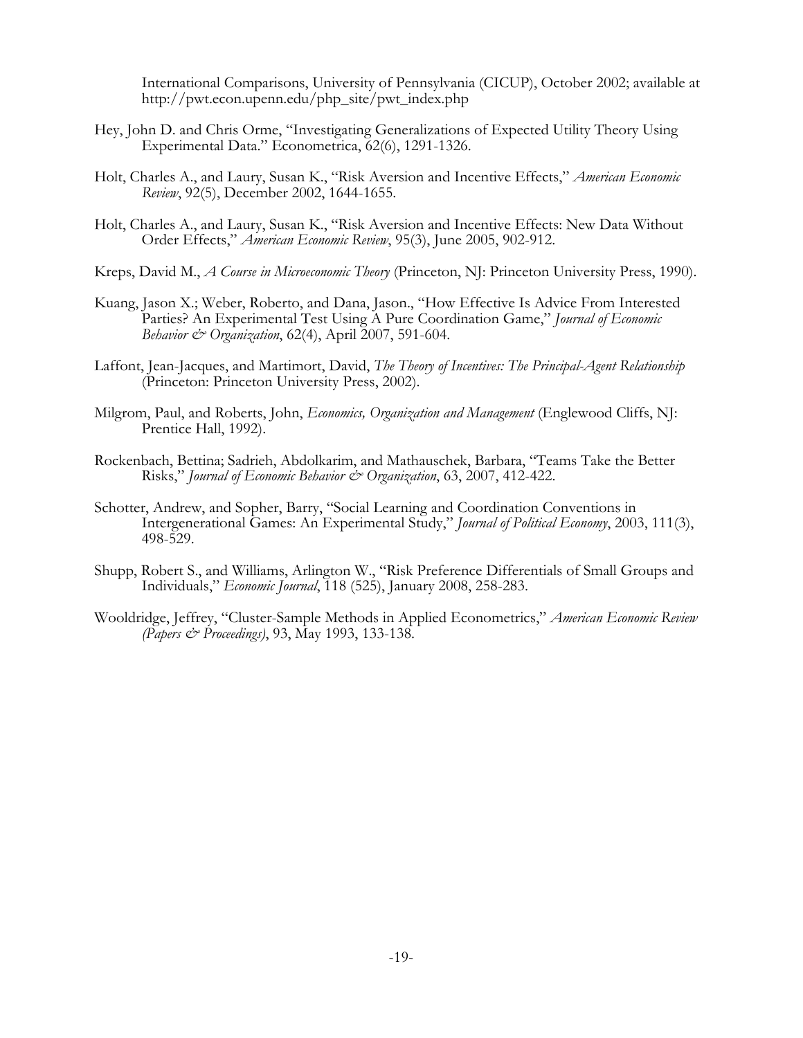International Comparisons, University of Pennsylvania (CICUP), October 2002; available at http://pwt.econ.upenn.edu/php_site/pwt_index.php

Hey, John D. and Chris Orme, "Investigating Generalizations of Expected Utility Theory Using Experimental Data." Econometrica, 62(6), 1291-1326.

Holt, Charles A., and Laury, Susan K., "Risk Aversion and Incentive Effects," *American Economic Review*, 92(5), December 2002, 1644-1655.

Holt, Charles A., and Laury, Susan K., "Risk Aversion and Incentive Effects: New Data Without Order Effects," *American Economic Review*, 95(3), June 2005, 902-912.

Kreps, David M., *A Course in Microeconomic Theory* (Princeton, NJ: Princeton University Press, 1990).

Kuang, Jason X.; Weber, Roberto, and Dana, Jason., "How Effective Is Advice From Interested Parties? An Experimental Test Using A Pure Coordination Game," *Journal of Economic Behavior & Organization*, 62(4), April 2007, 591-604.

Laffont, Jean-Jacques, and Martimort, David, *The Theory of Incentives: The Principal-Agent Relationship* (Princeton: Princeton University Press, 2002).

Milgrom, Paul, and Roberts, John, *Economics, Organization and Management* (Englewood Cliffs, NJ: Prentice Hall, 1992).

Rockenbach, Bettina; Sadrieh, Abdolkarim, and Mathauschek, Barbara, "Teams Take the Better Risks," *Journal of Economic Behavior & Organization*, 63, 2007, 412-422.

Schotter, Andrew, and Sopher, Barry, "Social Learning and Coordination Conventions in Intergenerational Games: An Experimental Study," *Journal of Political Economy*, 2003, 111(3), 498-529.

Shupp, Robert S., and Williams, Arlington W., "Risk Preference Differentials of Small Groups and Individuals," *Economic Journal*, 118 (525), January 2008, 258-283.

Wooldridge, Jeffrey, "Cluster-Sample Methods in Applied Econometrics," *American Economic Review (Papers & Proceedings)*, 93, May 1993, 133-138.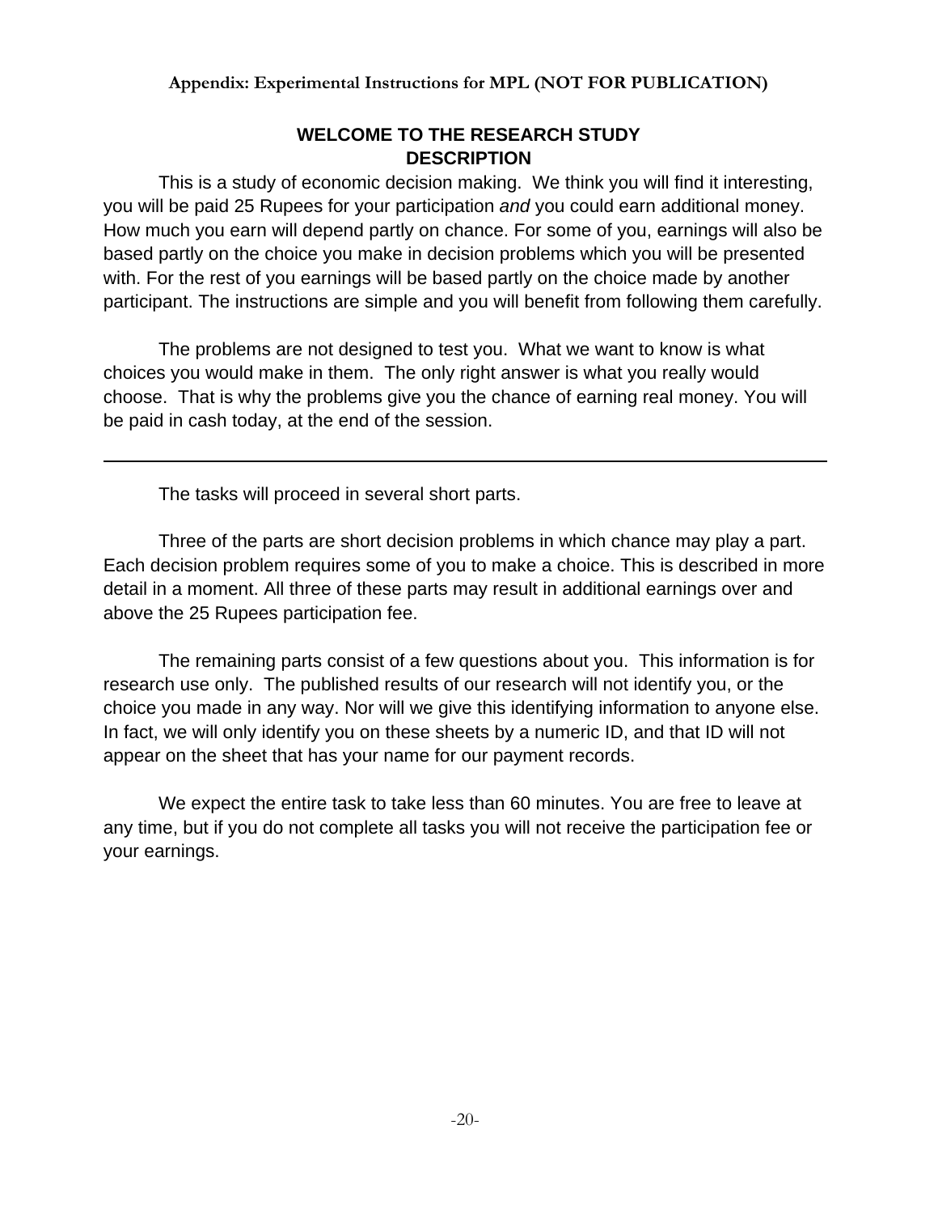**Appendix: Experimental Instructions for MPL (NOT FOR PUBLICATION)**

## WELCOME TO THE RESEARCH STUDY
## DESCRIPTION

This is a study of economic decision making. We think you will find it interesting, you will be paid 25 Rupees for your participation *and* you could earn additional money. How much you earn will depend partly on chance. For some of you, earnings will also be based partly on the choice you make in decision problems which you will be presented with. For the rest of you earnings will be based partly on the choice made by another participant. The instructions are simple and you will benefit from following them carefully.

The problems are not designed to test you. What we want to know is what choices you would make in them. The only right answer is what you really would choose. That is why the problems give you the chance of earning real money. You will be paid in cash today, at the end of the session.

---

The tasks will proceed in several short parts.

Three of the parts are short decision problems in which chance may play a part. Each decision problem requires some of you to make a choice. This is described in more detail in a moment. All three of these parts may result in additional earnings over and above the 25 Rupees participation fee.

The remaining parts consist of a few questions about you. This information is for research use only. The published results of our research will not identify you, or the choice you made in any way. Nor will we give this identifying information to anyone else. In fact, we will only identify you on these sheets by a numeric ID, and that ID will not appear on the sheet that has your name for our payment records.

We expect the entire task to take less than 60 minutes. You are free to leave at any time, but if you do not complete all tasks you will not receive the participation fee or your earnings.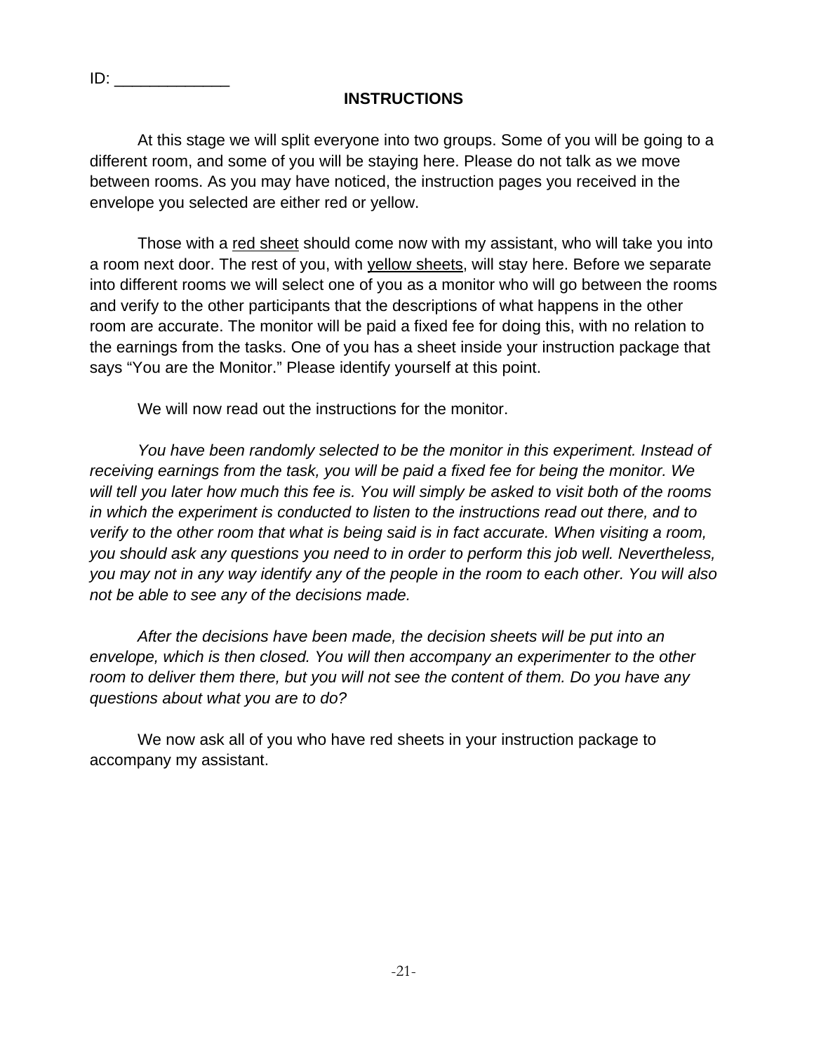ID: _____________

## INSTRUCTIONS

At this stage we will split everyone into two groups. Some of you will be going to a different room, and some of you will be staying here. Please do not talk as we move between rooms. As you may have noticed, the instruction pages you received in the envelope you selected are either red or yellow.

Those with a <u>red sheet</u> should come now with my assistant, who will take you into a room next door. The rest of you, with <u>yellow sheets</u>, will stay here. Before we separate into different rooms we will select one of you as a monitor who will go between the rooms and verify to the other participants that the descriptions of what happens in the other room are accurate. The monitor will be paid a fixed fee for doing this, with no relation to the earnings from the tasks. One of you has a sheet inside your instruction package that says "You are the Monitor." Please identify yourself at this point.

We will now read out the instructions for the monitor.

*You have been randomly selected to be the monitor in this experiment. Instead of receiving earnings from the task, you will be paid a fixed fee for being the monitor. We will tell you later how much this fee is. You will simply be asked to visit both of the rooms in which the experiment is conducted to listen to the instructions read out there, and to verify to the other room that what is being said is in fact accurate. When visiting a room, you should ask any questions you need to in order to perform this job well. Nevertheless, you may not in any way identify any of the people in the room to each other. You will also not be able to see any of the decisions made.*

*After the decisions have been made, the decision sheets will be put into an envelope, which is then closed. You will then accompany an experimenter to the other room to deliver them there, but you will not see the content of them. Do you have any questions about what you are to do?*

We now ask all of you who have red sheets in your instruction package to accompany my assistant.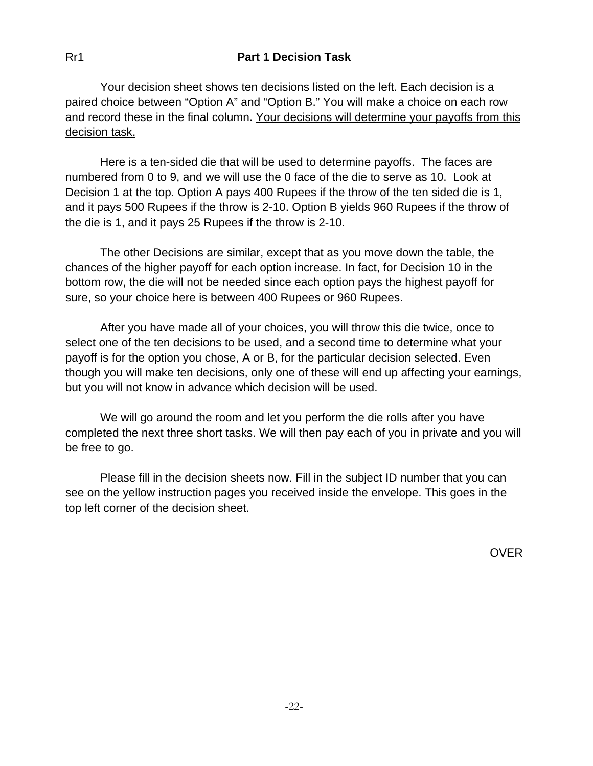Rr1 **Part 1 Decision Task**

Your decision sheet shows ten decisions listed on the left. Each decision is a paired choice between “Option A” and “Option B.” You will make a choice on each row and record these in the final column. <u>Your decisions will determine your payoffs from this decision task.</u>

Here is a ten-sided die that will be used to determine payoffs. The faces are numbered from 0 to 9, and we will use the 0 face of the die to serve as 10. Look at Decision 1 at the top. Option A pays 400 Rupees if the throw of the ten sided die is 1, and it pays 500 Rupees if the throw is 2-10. Option B yields 960 Rupees if the throw of the die is 1, and it pays 25 Rupees if the throw is 2-10.

The other Decisions are similar, except that as you move down the table, the chances of the higher payoff for each option increase. In fact, for Decision 10 in the bottom row, the die will not be needed since each option pays the highest payoff for sure, so your choice here is between 400 Rupees or 960 Rupees.

After you have made all of your choices, you will throw this die twice, once to select one of the ten decisions to be used, and a second time to determine what your payoff is for the option you chose, A or B, for the particular decision selected. Even though you will make ten decisions, only one of these will end up affecting your earnings, but you will not know in advance which decision will be used.

We will go around the room and let you perform the die rolls after you have completed the next three short tasks. We will then pay each of you in private and you will be free to go.

Please fill in the decision sheets now. Fill in the subject ID number that you can see on the yellow instruction pages you received inside the envelope. This goes in the top left corner of the decision sheet.

OVER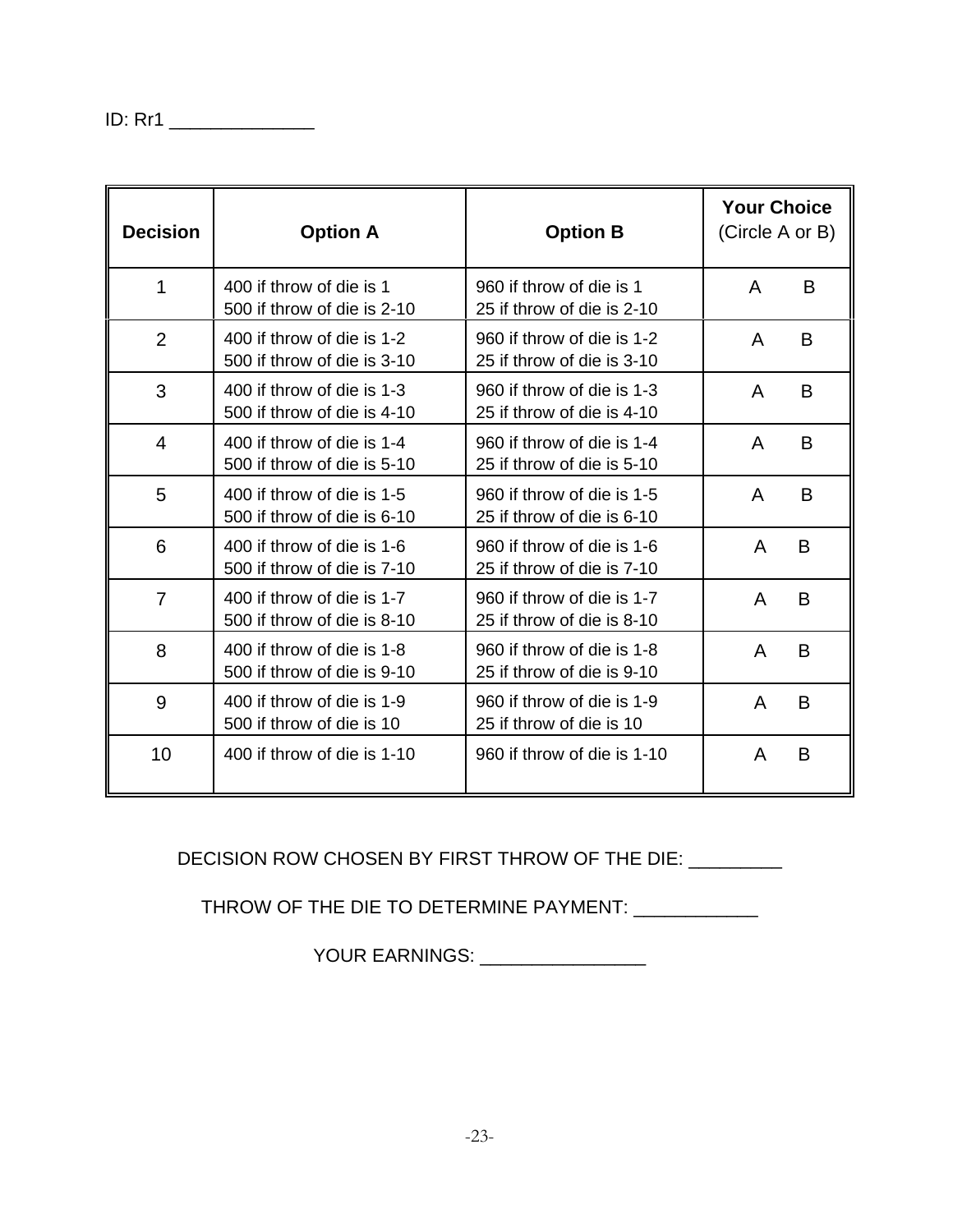ID: Rr1 ______________

| Decision | Option A | Option B | Your Choice (Circle A or B) |
|---|---|---|---|
| 1 | 400 if throw of die is 1<br>500 if throw of die is 2-10 | 960 if throw of die is 1<br>25 if throw of die is 2-10 | A B |
| 2 | 400 if throw of die is 1-2<br>500 if throw of die is 3-10 | 960 if throw of die is 1-2<br>25 if throw of die is 3-10 | A B |
| 3 | 400 if throw of die is 1-3<br>500 if throw of die is 4-10 | 960 if throw of die is 1-3<br>25 if throw of die is 4-10 | A B |
| 4 | 400 if throw of die is 1-4<br>500 if throw of die is 5-10 | 960 if throw of die is 1-4<br>25 if throw of die is 5-10 | A B |
| 5 | 400 if throw of die is 1-5<br>500 if throw of die is 6-10 | 960 if throw of die is 1-5<br>25 if throw of die is 6-10 | A B |
| 6 | 400 if throw of die is 1-6<br>500 if throw of die is 7-10 | 960 if throw of die is 1-6<br>25 if throw of die is 7-10 | A B |
| 7 | 400 if throw of die is 1-7<br>500 if throw of die is 8-10 | 960 if throw of die is 1-7<br>25 if throw of die is 8-10 | A B |
| 8 | 400 if throw of die is 1-8<br>500 if throw of die is 9-10 | 960 if throw of die is 1-8<br>25 if throw of die is 9-10 | A B |
| 9 | 400 if throw of die is 1-9<br>500 if throw of die is 10 | 960 if throw of die is 1-9<br>25 if throw of die is 10 | A B |
| 10 | 400 if throw of die is 1-10 | 960 if throw of die is 1-10 | A B |

DECISION ROW CHOSEN BY FIRST THROW OF THE DIE: _________

THROW OF THE DIE TO DETERMINE PAYMENT: ____________

YOUR EARNINGS: ________________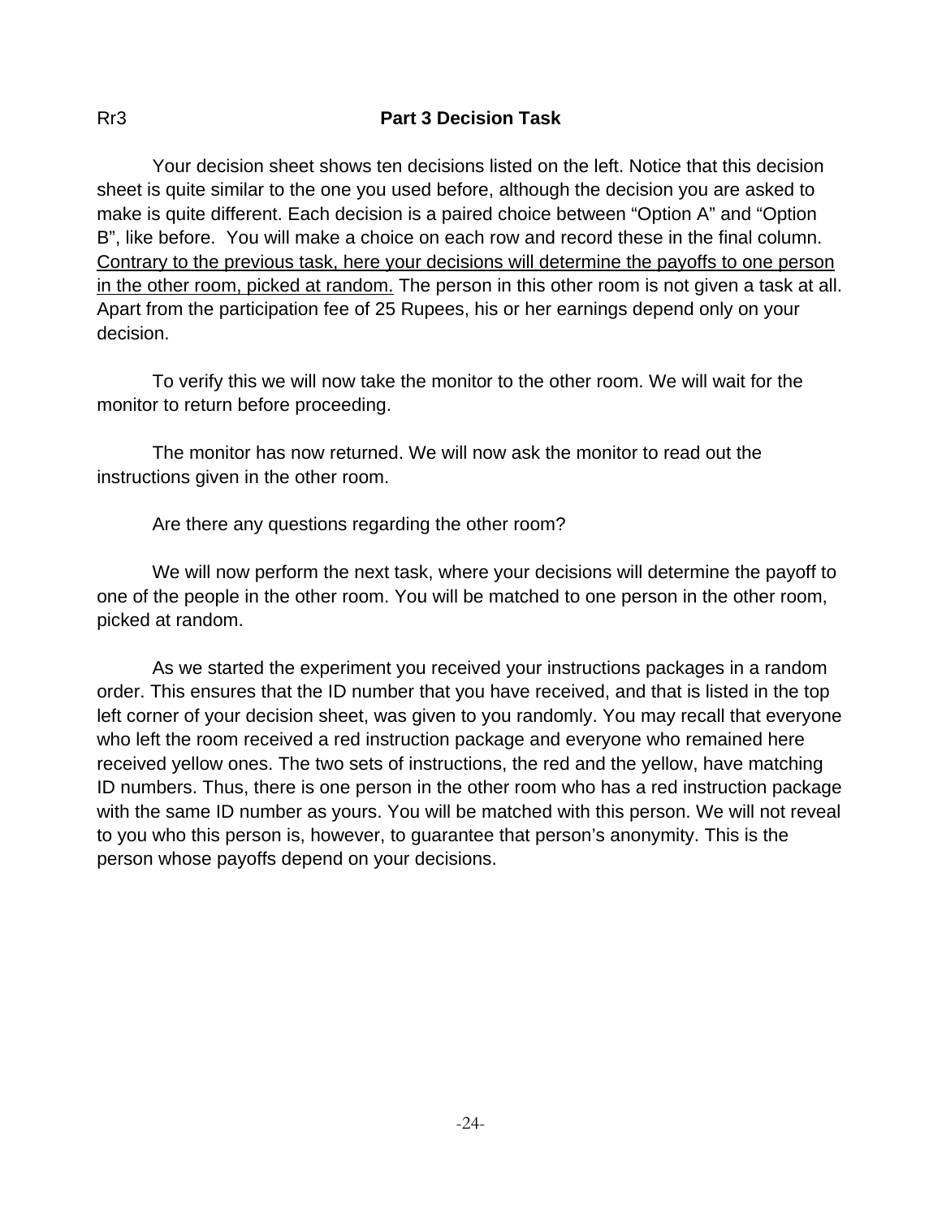Rr3

## Part 3 Decision Task

Your decision sheet shows ten decisions listed on the left. Notice that this decision sheet is quite similar to the one you used before, although the decision you are asked to make is quite different. Each decision is a paired choice between “Option A” and “Option B”, like before. You will make a choice on each row and record these in the final column. <u>Contrary to the previous task, here your decisions will determine the payoffs to one person in the other room, picked at random.</u> The person in this other room is not given a task at all. Apart from the participation fee of 25 Rupees, his or her earnings depend only on your decision.

To verify this we will now take the monitor to the other room. We will wait for the monitor to return before proceeding.

The monitor has now returned. We will now ask the monitor to read out the instructions given in the other room.

Are there any questions regarding the other room?

We will now perform the next task, where your decisions will determine the payoff to one of the people in the other room. You will be matched to one person in the other room, picked at random.

As we started the experiment you received your instructions packages in a random order. This ensures that the ID number that you have received, and that is listed in the top left corner of your decision sheet, was given to you randomly. You may recall that everyone who left the room received a red instruction package and everyone who remained here received yellow ones. The two sets of instructions, the red and the yellow, have matching ID numbers. Thus, there is one person in the other room who has a red instruction package with the same ID number as yours. You will be matched with this person. We will not reveal to you who this person is, however, to guarantee that person’s anonymity. This is the person whose payoffs depend on your decisions.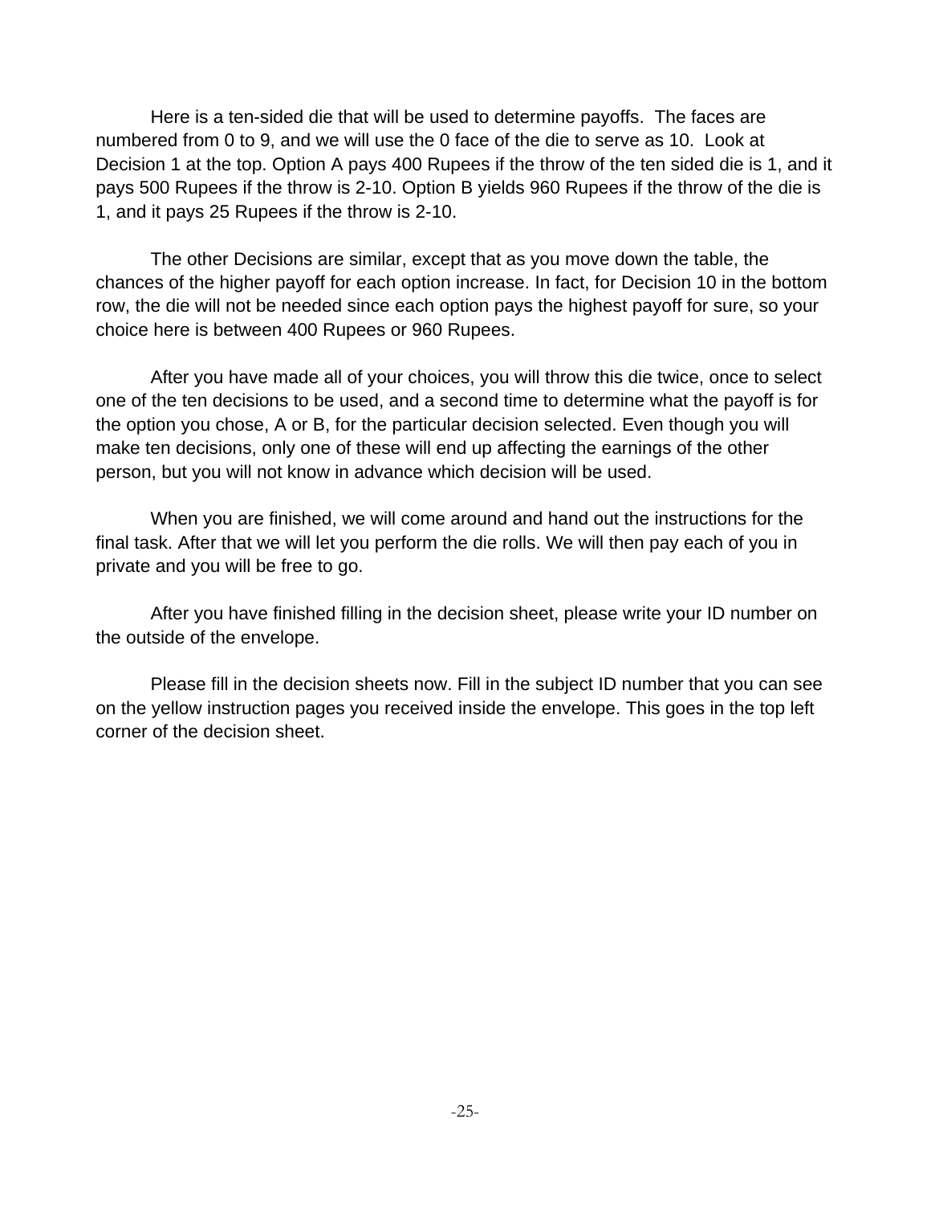Here is a ten-sided die that will be used to determine payoffs. The faces are numbered from 0 to 9, and we will use the 0 face of the die to serve as 10. Look at Decision 1 at the top. Option A pays 400 Rupees if the throw of the ten sided die is 1, and it pays 500 Rupees if the throw is 2-10. Option B yields 960 Rupees if the throw of the die is 1, and it pays 25 Rupees if the throw is 2-10.

The other Decisions are similar, except that as you move down the table, the chances of the higher payoff for each option increase. In fact, for Decision 10 in the bottom row, the die will not be needed since each option pays the highest payoff for sure, so your choice here is between 400 Rupees or 960 Rupees.

After you have made all of your choices, you will throw this die twice, once to select one of the ten decisions to be used, and a second time to determine what the payoff is for the option you chose, A or B, for the particular decision selected. Even though you will make ten decisions, only one of these will end up affecting the earnings of the other person, but you will not know in advance which decision will be used.

When you are finished, we will come around and hand out the instructions for the final task. After that we will let you perform the die rolls. We will then pay each of you in private and you will be free to go.

After you have finished filling in the decision sheet, please write your ID number on the outside of the envelope.

Please fill in the decision sheets now. Fill in the subject ID number that you can see on the yellow instruction pages you received inside the envelope. This goes in the top left corner of the decision sheet.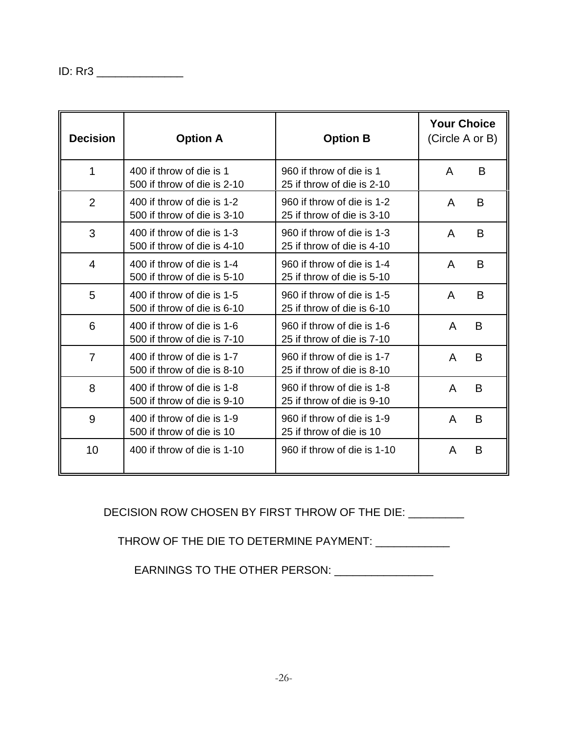ID: Rr3 ______________

| Decision | Option A | Option B | Your Choice (Circle A or B) |
|---|---|---|---|
| 1 | 400 if throw of die is 1<br>500 if throw of die is 2-10 | 960 if throw of die is 1<br>25 if throw of die is 2-10 | A B |
| 2 | 400 if throw of die is 1-2<br>500 if throw of die is 3-10 | 960 if throw of die is 1-2<br>25 if throw of die is 3-10 | A B |
| 3 | 400 if throw of die is 1-3<br>500 if throw of die is 4-10 | 960 if throw of die is 1-3<br>25 if throw of die is 4-10 | A B |
| 4 | 400 if throw of die is 1-4<br>500 if throw of die is 5-10 | 960 if throw of die is 1-4<br>25 if throw of die is 5-10 | A B |
| 5 | 400 if throw of die is 1-5<br>500 if throw of die is 6-10 | 960 if throw of die is 1-5<br>25 if throw of die is 6-10 | A B |
| 6 | 400 if throw of die is 1-6<br>500 if throw of die is 7-10 | 960 if throw of die is 1-6<br>25 if throw of die is 7-10 | A B |
| 7 | 400 if throw of die is 1-7<br>500 if throw of die is 8-10 | 960 if throw of die is 1-7<br>25 if throw of die is 8-10 | A B |
| 8 | 400 if throw of die is 1-8<br>500 if throw of die is 9-10 | 960 if throw of die is 1-8<br>25 if throw of die is 9-10 | A B |
| 9 | 400 if throw of die is 1-9<br>500 if throw of die is 10 | 960 if throw of die is 1-9<br>25 if throw of die is 10 | A B |
| 10 | 400 if throw of die is 1-10 | 960 if throw of die is 1-10 | A B |

DECISION ROW CHOSEN BY FIRST THROW OF THE DIE: _________

THROW OF THE DIE TO DETERMINE PAYMENT: ____________

EARNINGS TO THE OTHER PERSON: ________________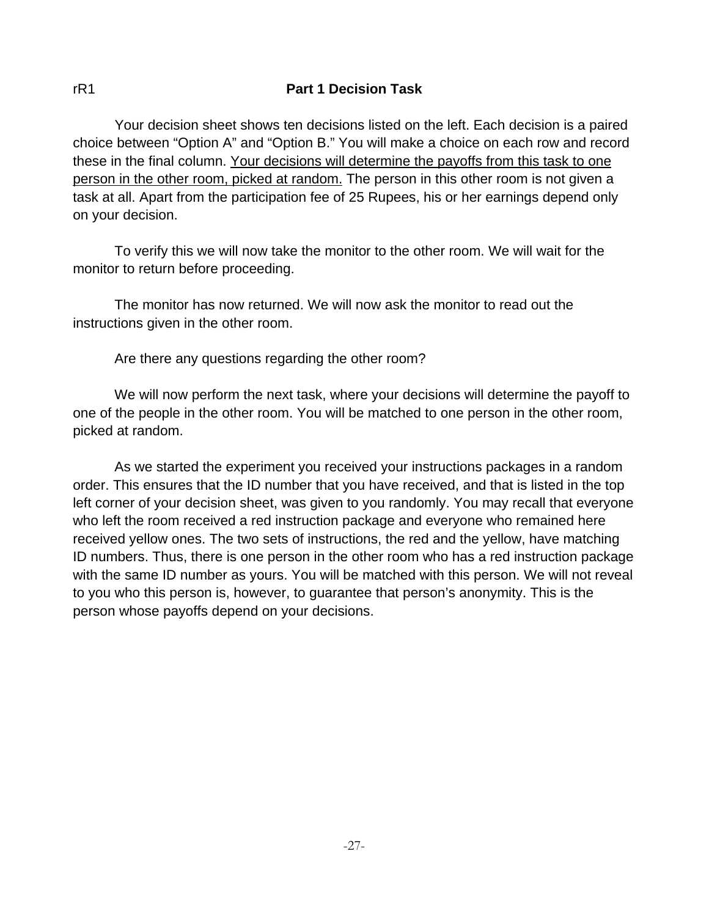rR1

## Part 1 Decision Task

Your decision sheet shows ten decisions listed on the left. Each decision is a paired choice between “Option A” and “Option B.” You will make a choice on each row and record these in the final column. <u>Your decisions will determine the payoffs from this task to one person in the other room, picked at random.</u> The person in this other room is not given a task at all. Apart from the participation fee of 25 Rupees, his or her earnings depend only on your decision.

To verify this we will now take the monitor to the other room. We will wait for the monitor to return before proceeding.

The monitor has now returned. We will now ask the monitor to read out the instructions given in the other room.

Are there any questions regarding the other room?

We will now perform the next task, where your decisions will determine the payoff to one of the people in the other room. You will be matched to one person in the other room, picked at random.

As we started the experiment you received your instructions packages in a random order. This ensures that the ID number that you have received, and that is listed in the top left corner of your decision sheet, was given to you randomly. You may recall that everyone who left the room received a red instruction package and everyone who remained here received yellow ones. The two sets of instructions, the red and the yellow, have matching ID numbers. Thus, there is one person in the other room who has a red instruction package with the same ID number as yours. You will be matched with this person. We will not reveal to you who this person is, however, to guarantee that person’s anonymity. This is the person whose payoffs depend on your decisions.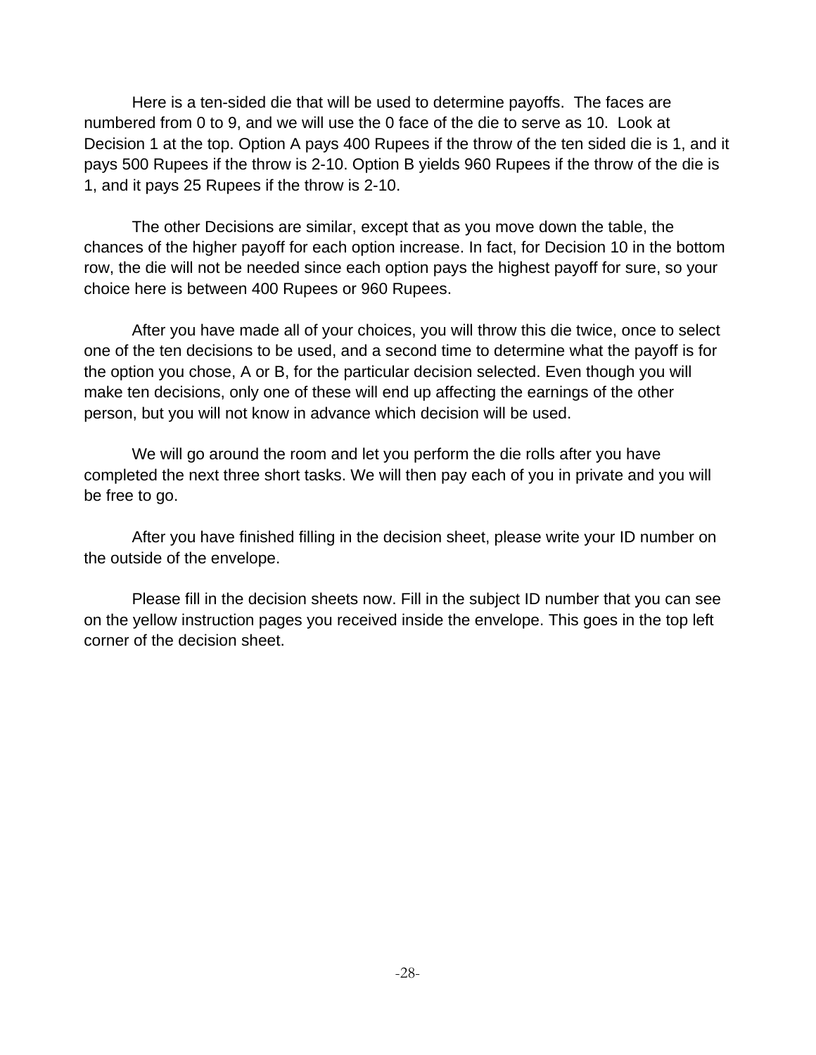Here is a ten-sided die that will be used to determine payoffs. The faces are numbered from 0 to 9, and we will use the 0 face of the die to serve as 10. Look at Decision 1 at the top. Option A pays 400 Rupees if the throw of the ten sided die is 1, and it pays 500 Rupees if the throw is 2-10. Option B yields 960 Rupees if the throw of the die is 1, and it pays 25 Rupees if the throw is 2-10.

The other Decisions are similar, except that as you move down the table, the chances of the higher payoff for each option increase. In fact, for Decision 10 in the bottom row, the die will not be needed since each option pays the highest payoff for sure, so your choice here is between 400 Rupees or 960 Rupees.

After you have made all of your choices, you will throw this die twice, once to select one of the ten decisions to be used, and a second time to determine what the payoff is for the option you chose, A or B, for the particular decision selected. Even though you will make ten decisions, only one of these will end up affecting the earnings of the other person, but you will not know in advance which decision will be used.

We will go around the room and let you perform the die rolls after you have completed the next three short tasks. We will then pay each of you in private and you will be free to go.

After you have finished filling in the decision sheet, please write your ID number on the outside of the envelope.

Please fill in the decision sheets now. Fill in the subject ID number that you can see on the yellow instruction pages you received inside the envelope. This goes in the top left corner of the decision sheet.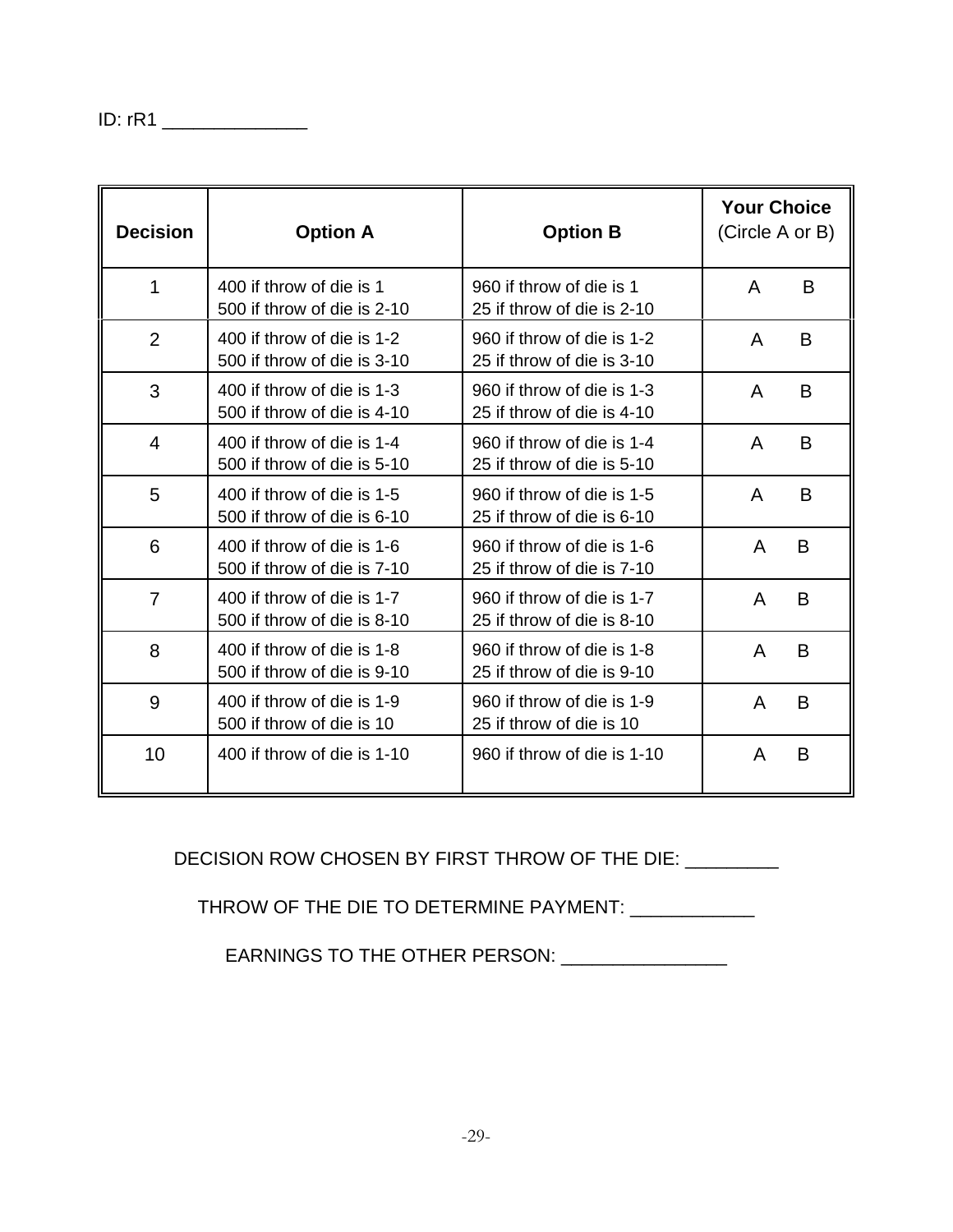ID: rR1 ______________

| Decision | Option A | Option B | Your Choice (Circle A or B) |
|---|---|---|---|
| 1 | 400 if throw of die is 1<br>500 if throw of die is 2-10 | 960 if throw of die is 1<br>25 if throw of die is 2-10 | A B |
| 2 | 400 if throw of die is 1-2<br>500 if throw of die is 3-10 | 960 if throw of die is 1-2<br>25 if throw of die is 3-10 | A B |
| 3 | 400 if throw of die is 1-3<br>500 if throw of die is 4-10 | 960 if throw of die is 1-3<br>25 if throw of die is 4-10 | A B |
| 4 | 400 if throw of die is 1-4<br>500 if throw of die is 5-10 | 960 if throw of die is 1-4<br>25 if throw of die is 5-10 | A B |
| 5 | 400 if throw of die is 1-5<br>500 if throw of die is 6-10 | 960 if throw of die is 1-5<br>25 if throw of die is 6-10 | A B |
| 6 | 400 if throw of die is 1-6<br>500 if throw of die is 7-10 | 960 if throw of die is 1-6<br>25 if throw of die is 7-10 | A B |
| 7 | 400 if throw of die is 1-7<br>500 if throw of die is 8-10 | 960 if throw of die is 1-7<br>25 if throw of die is 8-10 | A B |
| 8 | 400 if throw of die is 1-8<br>500 if throw of die is 9-10 | 960 if throw of die is 1-8<br>25 if throw of die is 9-10 | A B |
| 9 | 400 if throw of die is 1-9<br>500 if throw of die is 10 | 960 if throw of die is 1-9<br>25 if throw of die is 10 | A B |
| 10 | 400 if throw of die is 1-10 | 960 if throw of die is 1-10 | A B |

DECISION ROW CHOSEN BY FIRST THROW OF THE DIE: _________

THROW OF THE DIE TO DETERMINE PAYMENT: ____________

EARNINGS TO THE OTHER PERSON: ________________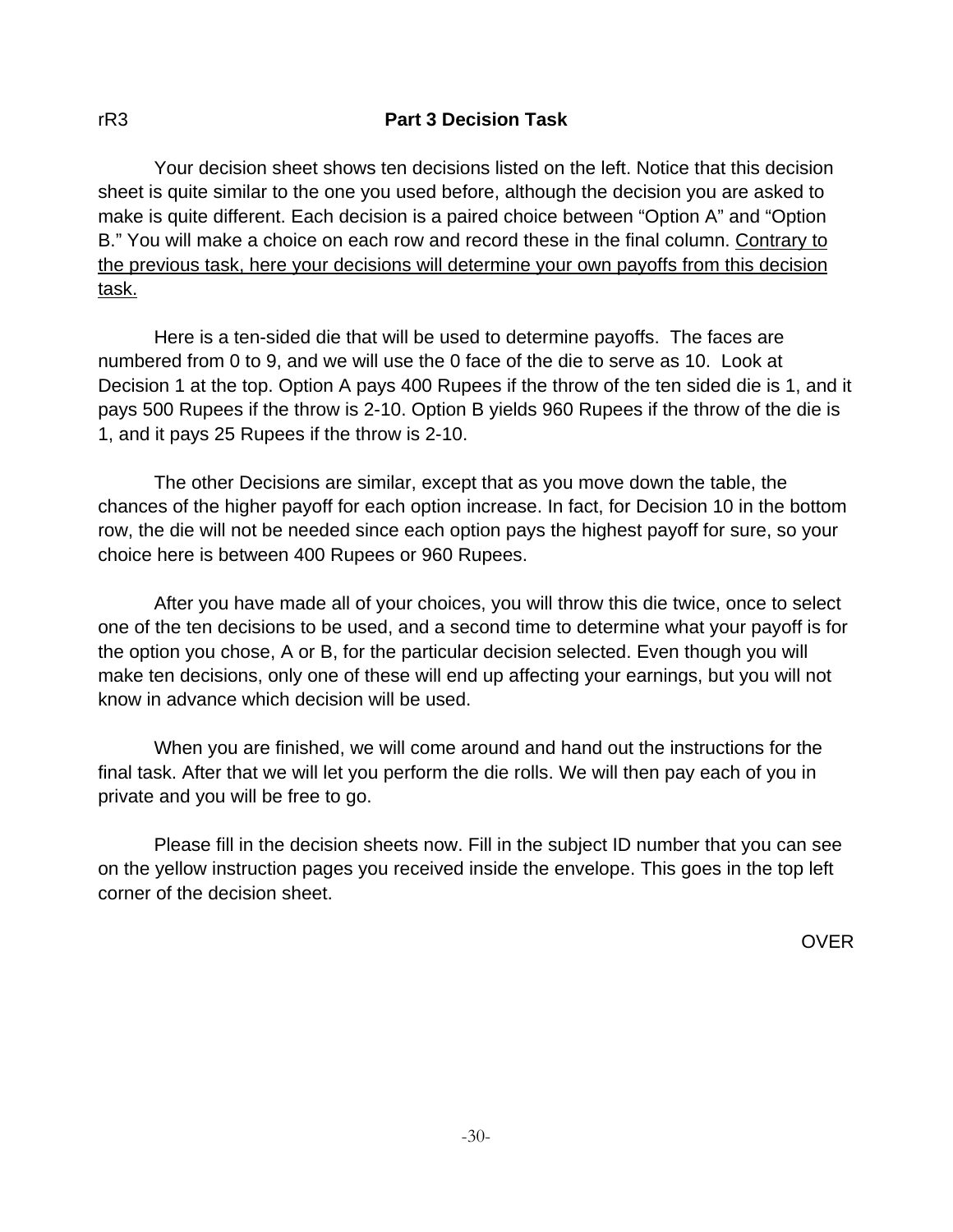rR3

## Part 3 Decision Task

Your decision sheet shows ten decisions listed on the left. Notice that this decision sheet is quite similar to the one you used before, although the decision you are asked to make is quite different. Each decision is a paired choice between “Option A” and “Option B.” You will make a choice on each row and record these in the final column. Contrary to the previous task, here your decisions will determine your own payoffs from this decision task.

Here is a ten-sided die that will be used to determine payoffs. The faces are numbered from 0 to 9, and we will use the 0 face of the die to serve as 10. Look at Decision 1 at the top. Option A pays 400 Rupees if the throw of the ten sided die is 1, and it pays 500 Rupees if the throw is 2-10. Option B yields 960 Rupees if the throw of the die is 1, and it pays 25 Rupees if the throw is 2-10.

The other Decisions are similar, except that as you move down the table, the chances of the higher payoff for each option increase. In fact, for Decision 10 in the bottom row, the die will not be needed since each option pays the highest payoff for sure, so your choice here is between 400 Rupees or 960 Rupees.

After you have made all of your choices, you will throw this die twice, once to select one of the ten decisions to be used, and a second time to determine what your payoff is for the option you chose, A or B, for the particular decision selected. Even though you will make ten decisions, only one of these will end up affecting your earnings, but you will not know in advance which decision will be used.

When you are finished, we will come around and hand out the instructions for the final task. After that we will let you perform the die rolls. We will then pay each of you in private and you will be free to go.

Please fill in the decision sheets now. Fill in the subject ID number that you can see on the yellow instruction pages you received inside the envelope. This goes in the top left corner of the decision sheet.

OVER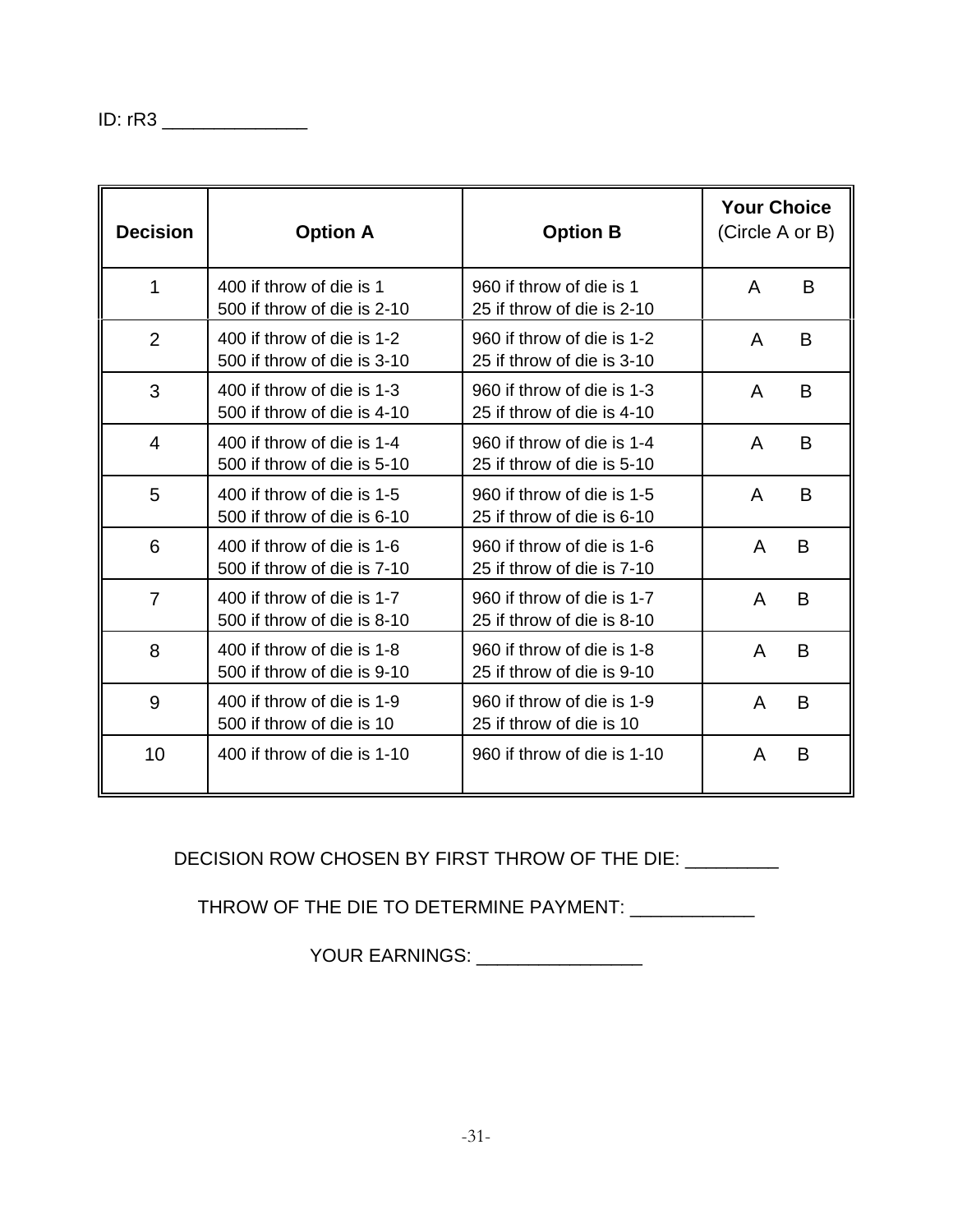ID: rR3 ______________

| Decision | Option A | Option B | Your Choice (Circle A or B) |
|---|---|---|---|
| 1 | 400 if throw of die is 1<br>500 if throw of die is 2-10 | 960 if throw of die is 1<br>25 if throw of die is 2-10 | A B |
| 2 | 400 if throw of die is 1-2<br>500 if throw of die is 3-10 | 960 if throw of die is 1-2<br>25 if throw of die is 3-10 | A B |
| 3 | 400 if throw of die is 1-3<br>500 if throw of die is 4-10 | 960 if throw of die is 1-3<br>25 if throw of die is 4-10 | A B |
| 4 | 400 if throw of die is 1-4<br>500 if throw of die is 5-10 | 960 if throw of die is 1-4<br>25 if throw of die is 5-10 | A B |
| 5 | 400 if throw of die is 1-5<br>500 if throw of die is 6-10 | 960 if throw of die is 1-5<br>25 if throw of die is 6-10 | A B |
| 6 | 400 if throw of die is 1-6<br>500 if throw of die is 7-10 | 960 if throw of die is 1-6<br>25 if throw of die is 7-10 | A B |
| 7 | 400 if throw of die is 1-7<br>500 if throw of die is 8-10 | 960 if throw of die is 1-7<br>25 if throw of die is 8-10 | A B |
| 8 | 400 if throw of die is 1-8<br>500 if throw of die is 9-10 | 960 if throw of die is 1-8<br>25 if throw of die is 9-10 | A B |
| 9 | 400 if throw of die is 1-9<br>500 if throw of die is 10 | 960 if throw of die is 1-9<br>25 if throw of die is 10 | A B |
| 10 | 400 if throw of die is 1-10 | 960 if throw of die is 1-10 | A B |

DECISION ROW CHOSEN BY FIRST THROW OF THE DIE: _________

THROW OF THE DIE TO DETERMINE PAYMENT: ____________

YOUR EARNINGS: ________________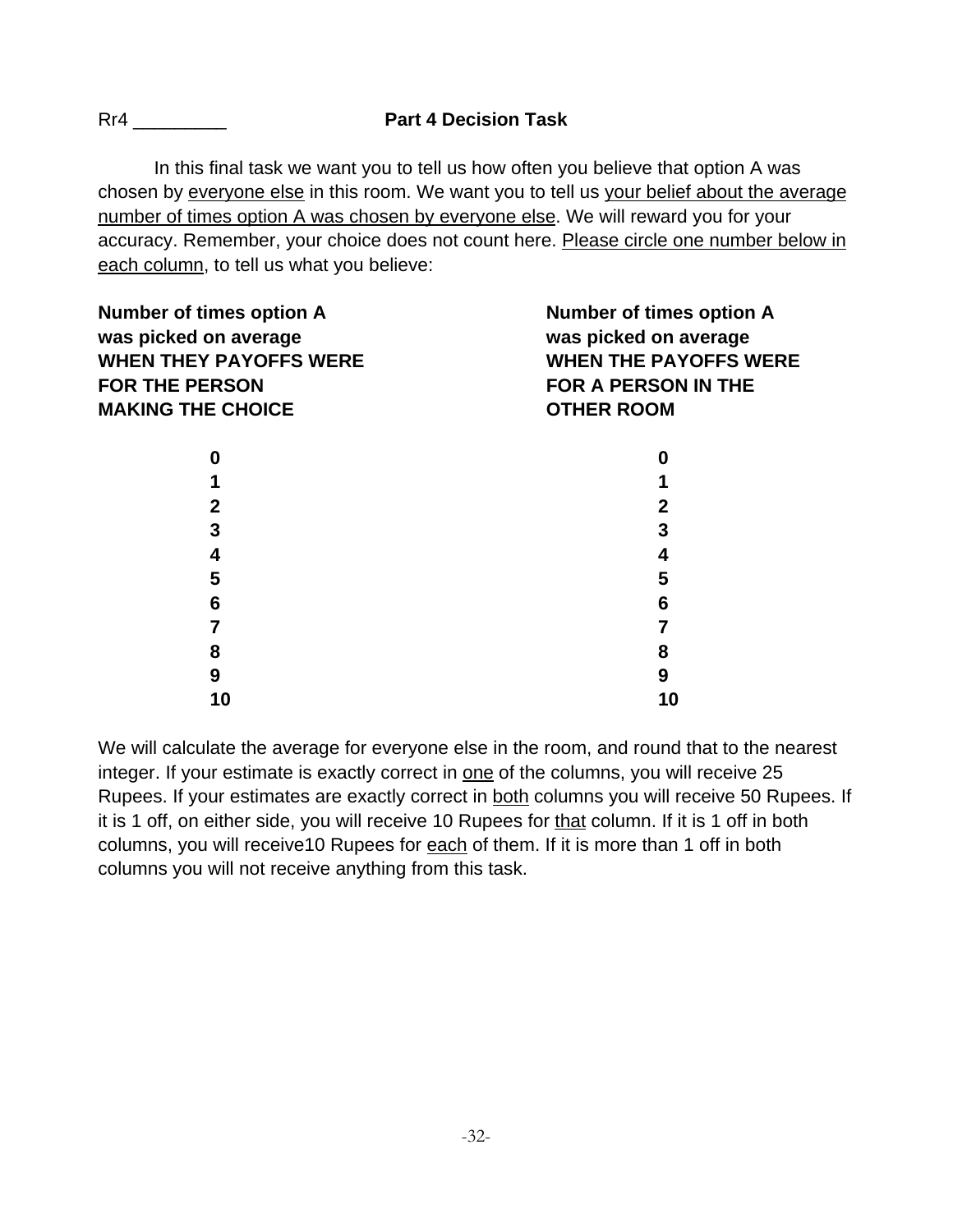Rr4 _________ **Part 4 Decision Task**

In this final task we want you to tell us how often you believe that option A was chosen by <u>everyone else</u> in this room. We want you to tell us <u>your belief about the average number of times option A was chosen by everyone else</u>. We will reward you for your accuracy. Remember, your choice does not count here. <u>Please circle one number below in each column</u>, to tell us what you believe:

| **Number of times option A was picked on average WHEN THEY PAYOFFS WERE FOR THE PERSON MAKING THE CHOICE** | **Number of times option A was picked on average WHEN THE PAYOFFS WERE FOR A PERSON IN THE OTHER ROOM** |
|---|---|
| **0** | **0** |
| **1** | **1** |
| **2** | **2** |
| **3** | **3** |
| **4** | **4** |
| **5** | **5** |
| **6** | **6** |
| **7** | **7** |
| **8** | **8** |
| **9** | **9** |
| **10** | **10** |

We will calculate the average for everyone else in the room, and round that to the nearest integer. If your estimate is exactly correct in <u>one</u> of the columns, you will receive 25 Rupees. If your estimates are exactly correct in <u>both</u> columns you will receive 50 Rupees. If it is 1 off, on either side, you will receive 10 Rupees for <u>that</u> column. If it is 1 off in both columns, you will receive10 Rupees for <u>each</u> of them. If it is more than 1 off in both columns you will not receive anything from this task.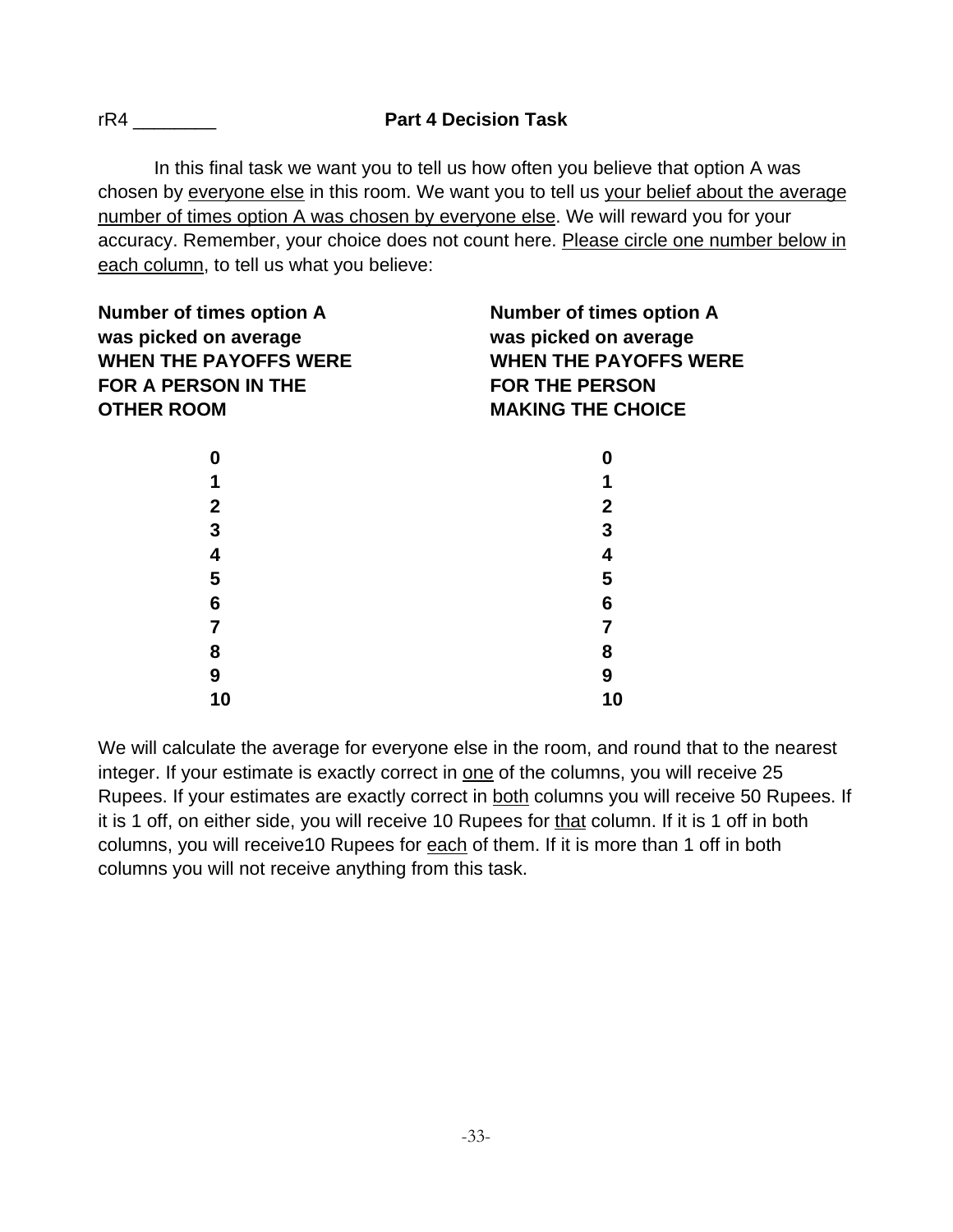rR4 ________

## Part 4 Decision Task

In this final task we want you to tell us how often you believe that option A was chosen by <u>everyone else</u> in this room. We want you to tell us <u>your belief about the average number of times option A was chosen by everyone else</u>. We will reward you for your accuracy. Remember, your choice does not count here. <u>Please circle one number below in each column</u>, to tell us what you believe:

| **Number of times option A was picked on average WHEN THE PAYOFFS WERE FOR A PERSON IN THE OTHER ROOM** | **Number of times option A was picked on average WHEN THE PAYOFFS WERE FOR THE PERSON MAKING THE CHOICE** |
|---|---|
| **0** | **0** |
| **1** | **1** |
| **2** | **2** |
| **3** | **3** |
| **4** | **4** |
| **5** | **5** |
| **6** | **6** |
| **7** | **7** |
| **8** | **8** |
| **9** | **9** |
| **10** | **10** |

We will calculate the average for everyone else in the room, and round that to the nearest integer. If your estimate is exactly correct in <u>one</u> of the columns, you will receive 25 Rupees. If your estimates are exactly correct in <u>both</u> columns you will receive 50 Rupees. If it is 1 off, on either side, you will receive 10 Rupees for <u>that</u> column. If it is 1 off in both columns, you will receive10 Rupees for <u>each</u> of them. If it is more than 1 off in both columns you will not receive anything from this task.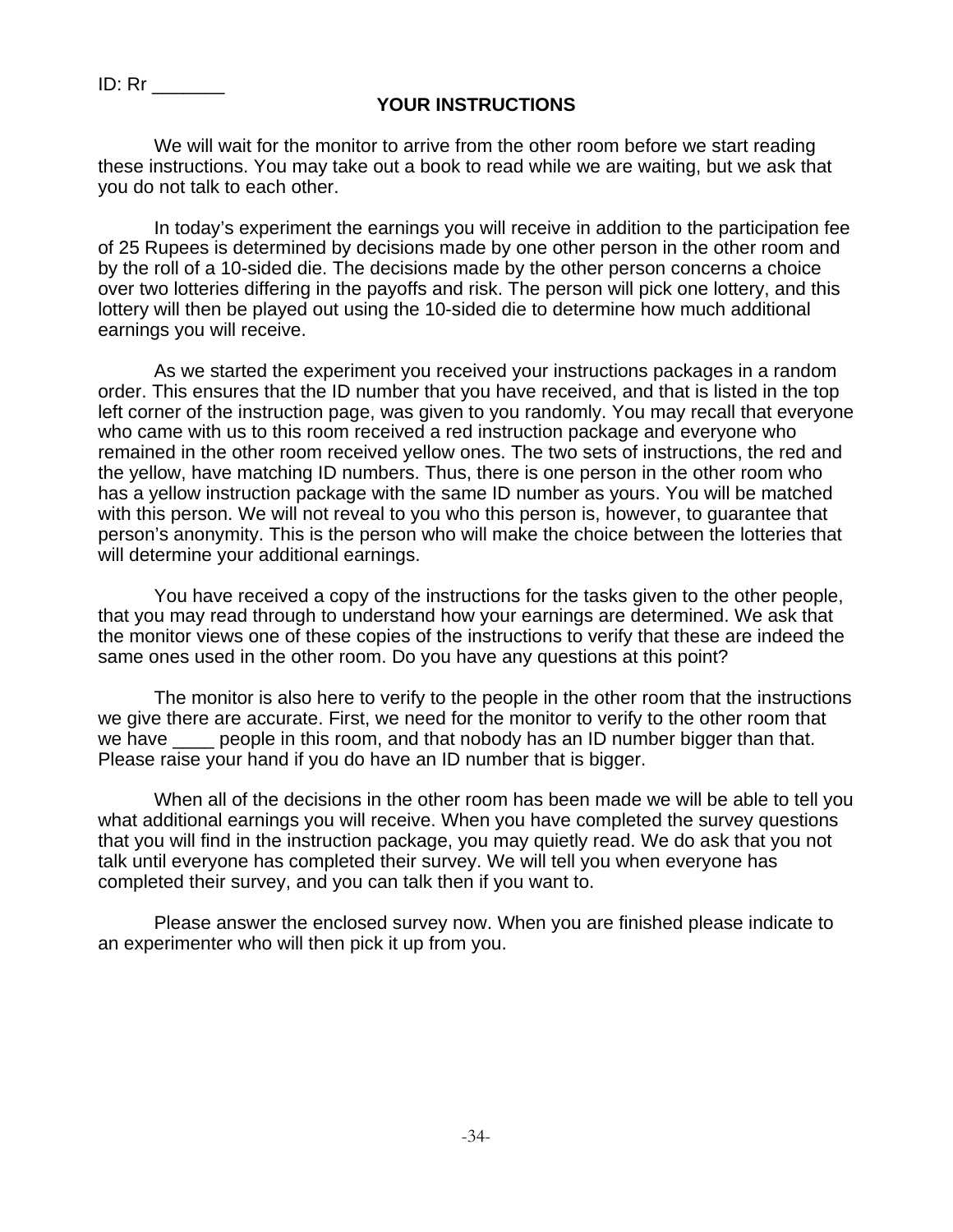ID: Rr _______

## YOUR INSTRUCTIONS

We will wait for the monitor to arrive from the other room before we start reading these instructions. You may take out a book to read while we are waiting, but we ask that you do not talk to each other.

In today's experiment the earnings you will receive in addition to the participation fee of 25 Rupees is determined by decisions made by one other person in the other room and by the roll of a 10-sided die. The decisions made by the other person concerns a choice over two lotteries differing in the payoffs and risk. The person will pick one lottery, and this lottery will then be played out using the 10-sided die to determine how much additional earnings you will receive.

As we started the experiment you received your instructions packages in a random order. This ensures that the ID number that you have received, and that is listed in the top left corner of the instruction page, was given to you randomly. You may recall that everyone who came with us to this room received a red instruction package and everyone who remained in the other room received yellow ones. The two sets of instructions, the red and the yellow, have matching ID numbers. Thus, there is one person in the other room who has a yellow instruction package with the same ID number as yours. You will be matched with this person. We will not reveal to you who this person is, however, to guarantee that person's anonymity. This is the person who will make the choice between the lotteries that will determine your additional earnings.

You have received a copy of the instructions for the tasks given to the other people, that you may read through to understand how your earnings are determined. We ask that the monitor views one of these copies of the instructions to verify that these are indeed the same ones used in the other room. Do you have any questions at this point?

The monitor is also here to verify to the people in the other room that the instructions we give there are accurate. First, we need for the monitor to verify to the other room that we have ____ people in this room, and that nobody has an ID number bigger than that. Please raise your hand if you do have an ID number that is bigger.

When all of the decisions in the other room has been made we will be able to tell you what additional earnings you will receive. When you have completed the survey questions that you will find in the instruction package, you may quietly read. We do ask that you not talk until everyone has completed their survey. We will tell you when everyone has completed their survey, and you can talk then if you want to.

Please answer the enclosed survey now. When you are finished please indicate to an experimenter who will then pick it up from you.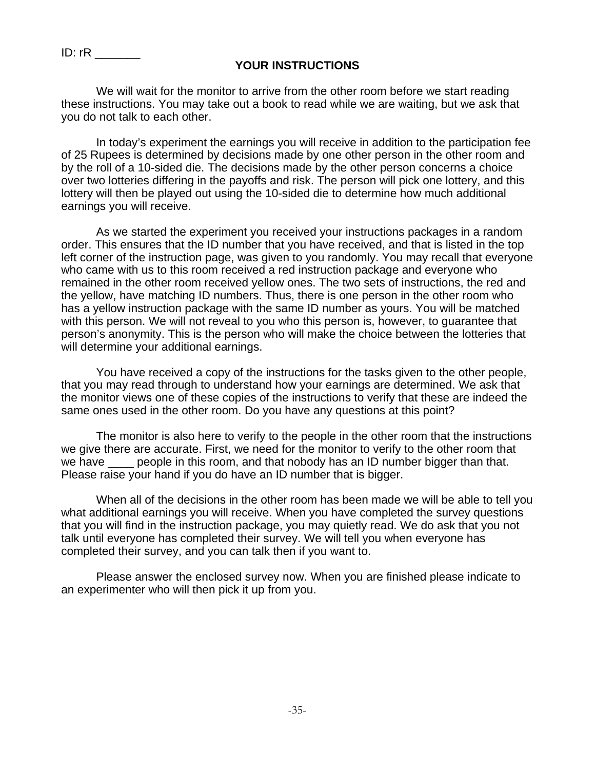ID: rR _______

## YOUR INSTRUCTIONS

We will wait for the monitor to arrive from the other room before we start reading these instructions. You may take out a book to read while we are waiting, but we ask that you do not talk to each other.

In today's experiment the earnings you will receive in addition to the participation fee of 25 Rupees is determined by decisions made by one other person in the other room and by the roll of a 10-sided die. The decisions made by the other person concerns a choice over two lotteries differing in the payoffs and risk. The person will pick one lottery, and this lottery will then be played out using the 10-sided die to determine how much additional earnings you will receive.

As we started the experiment you received your instructions packages in a random order. This ensures that the ID number that you have received, and that is listed in the top left corner of the instruction page, was given to you randomly. You may recall that everyone who came with us to this room received a red instruction package and everyone who remained in the other room received yellow ones. The two sets of instructions, the red and the yellow, have matching ID numbers. Thus, there is one person in the other room who has a yellow instruction package with the same ID number as yours. You will be matched with this person. We will not reveal to you who this person is, however, to guarantee that person's anonymity. This is the person who will make the choice between the lotteries that will determine your additional earnings.

You have received a copy of the instructions for the tasks given to the other people, that you may read through to understand how your earnings are determined. We ask that the monitor views one of these copies of the instructions to verify that these are indeed the same ones used in the other room. Do you have any questions at this point?

The monitor is also here to verify to the people in the other room that the instructions we give there are accurate. First, we need for the monitor to verify to the other room that we have ____ people in this room, and that nobody has an ID number bigger than that. Please raise your hand if you do have an ID number that is bigger.

When all of the decisions in the other room has been made we will be able to tell you what additional earnings you will receive. When you have completed the survey questions that you will find in the instruction package, you may quietly read. We do ask that you not talk until everyone has completed their survey. We will tell you when everyone has completed their survey, and you can talk then if you want to.

Please answer the enclosed survey now. When you are finished please indicate to an experimenter who will then pick it up from you.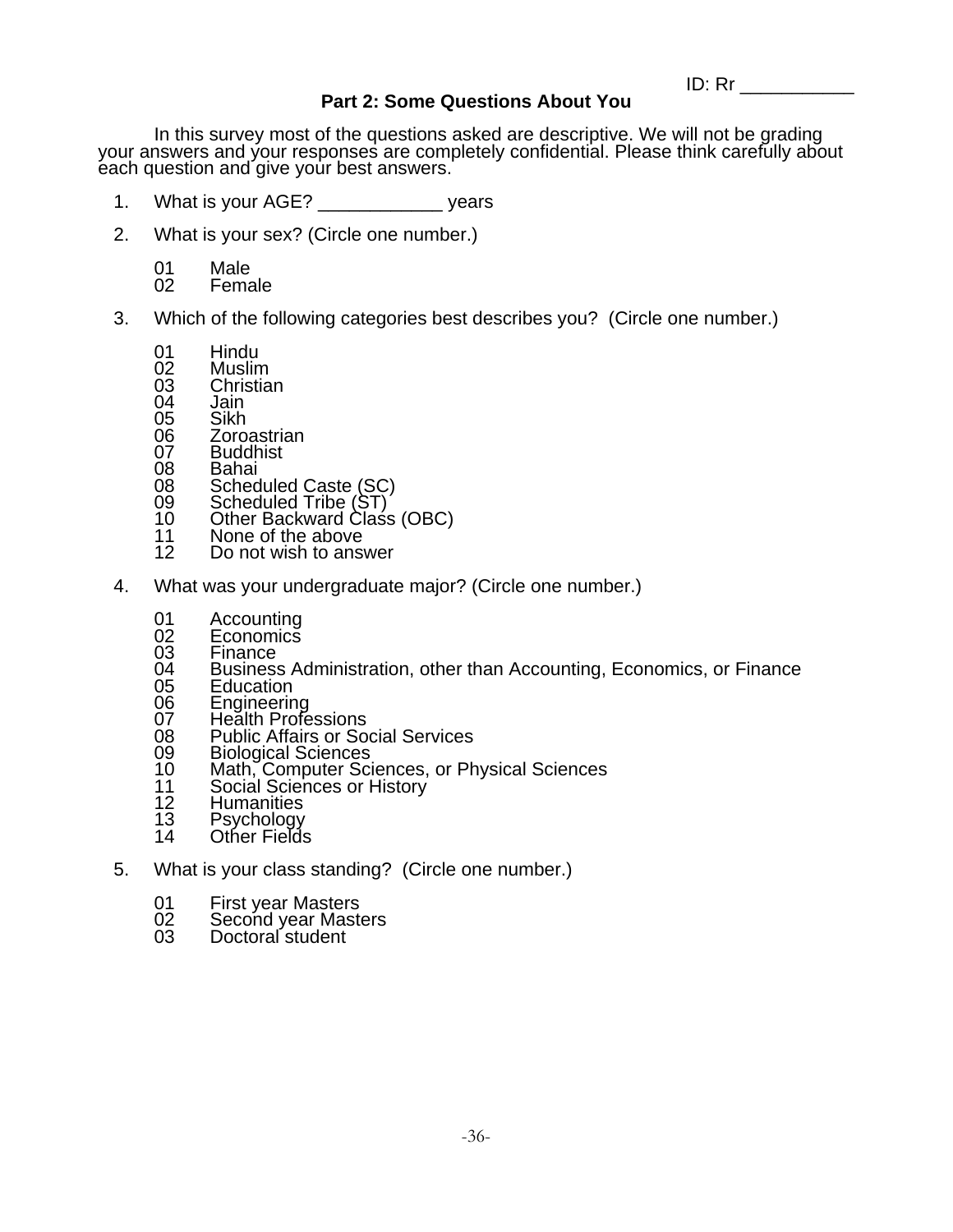ID: Rr ___________

## Part 2: Some Questions About You

In this survey most of the questions asked are descriptive. We will not be grading your answers and your responses are completely confidential. Please think carefully about each question and give your best answers.

1. What is your AGE? ____________ years

2. What is your sex? (Circle one number.)

   01 Male
   02 Female

3. Which of the following categories best describes you? (Circle one number.)

   01 Hindu
   02 Muslim
   03 Christian
   04 Jain
   05 Sikh
   06 Zoroastrian
   07 Buddhist
   08 Bahai
   08 Scheduled Caste (SC)
   09 Scheduled Tribe (ST)
   10 Other Backward Class (OBC)
   11 None of the above
   12 Do not wish to answer

4. What was your undergraduate major? (Circle one number.)

   01 Accounting
   02 Economics
   03 Finance
   04 Business Administration, other than Accounting, Economics, or Finance
   05 Education
   06 Engineering
   07 Health Professions
   08 Public Affairs or Social Services
   09 Biological Sciences
   10 Math, Computer Sciences, or Physical Sciences
   11 Social Sciences or History
   12 Humanities
   13 Psychology
   14 Other Fields

5. What is your class standing? (Circle one number.)

   01 First year Masters
   02 Second year Masters
   03 Doctoral student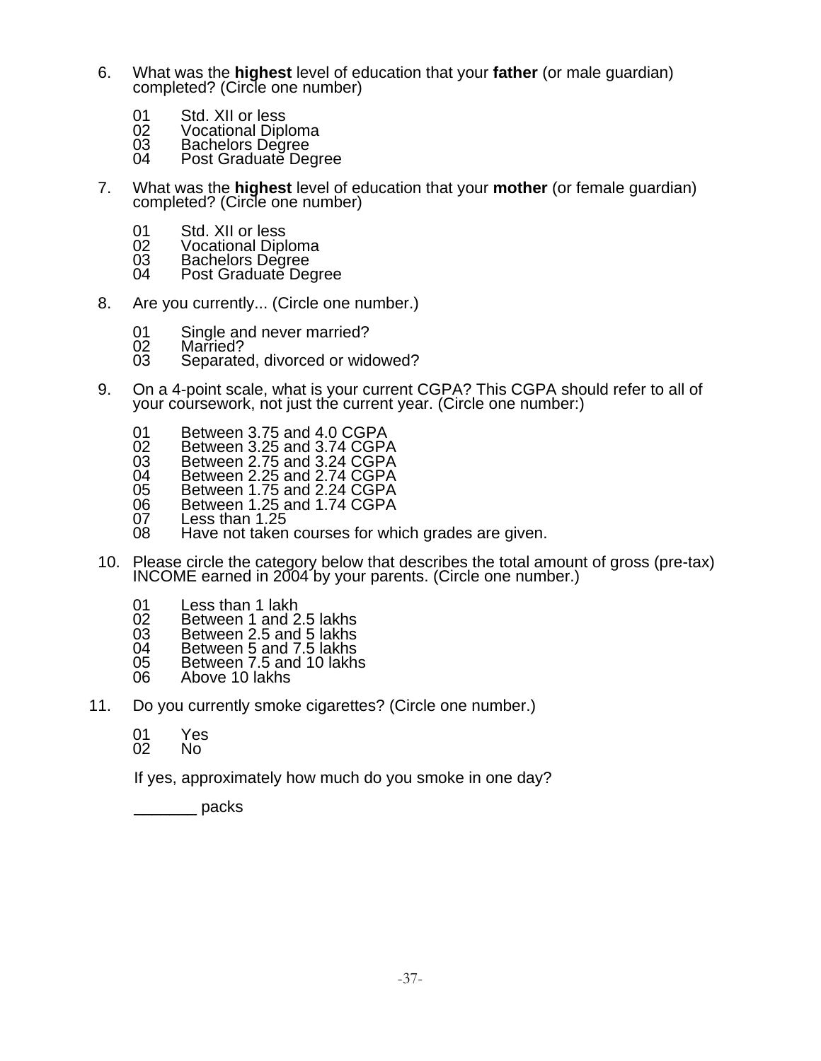6. What was the **highest** level of education that your **father** (or male guardian) completed? (Circle one number)

   01 Std. XII or less
   02 Vocational Diploma
   03 Bachelors Degree
   04 Post Graduate Degree

7. What was the **highest** level of education that your **mother** (or female guardian) completed? (Circle one number)

   01 Std. XII or less
   02 Vocational Diploma
   03 Bachelors Degree
   04 Post Graduate Degree

8. Are you currently... (Circle one number.)

   01 Single and never married?
   02 Married?
   03 Separated, divorced or widowed?

9. On a 4-point scale, what is your current CGPA? This CGPA should refer to all of your coursework, not just the current year. (Circle one number:)

   01 Between 3.75 and 4.0 CGPA
   02 Between 3.25 and 3.74 CGPA
   03 Between 2.75 and 3.24 CGPA
   04 Between 2.25 and 2.74 CGPA
   05 Between 1.75 and 2.24 CGPA
   06 Between 1.25 and 1.74 CGPA
   07 Less than 1.25
   08 Have not taken courses for which grades are given.

10. Please circle the category below that describes the total amount of gross (pre-tax) INCOME earned in 2004 by your parents. (Circle one number.)

   01 Less than 1 lakh
   02 Between 1 and 2.5 lakhs
   03 Between 2.5 and 5 lakhs
   04 Between 5 and 7.5 lakhs
   05 Between 7.5 and 10 lakhs
   06 Above 10 lakhs

11. Do you currently smoke cigarettes? (Circle one number.)

   01 Yes
   02 No

   If yes, approximately how much do you smoke in one day?

   _______ packs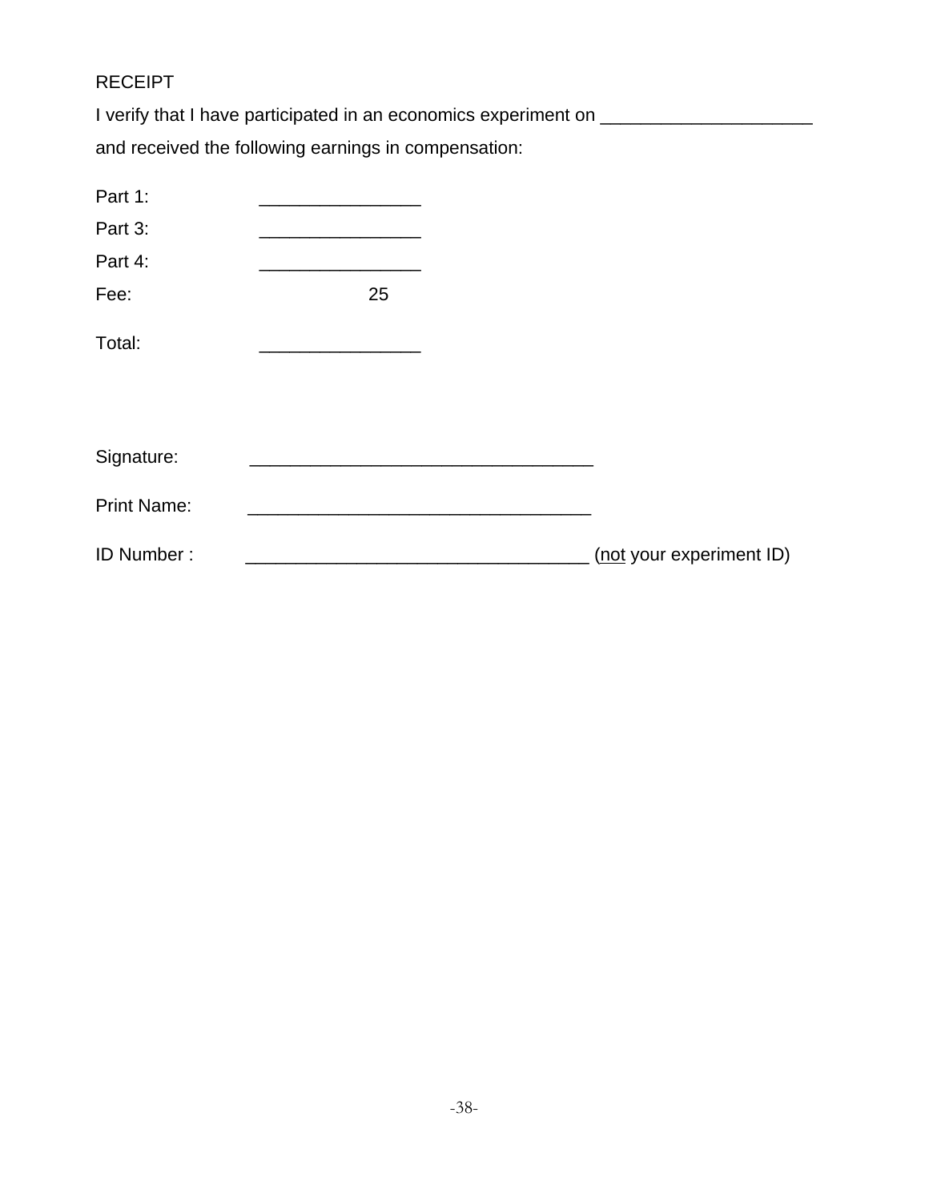RECEIPT

I verify that I have participated in an economics experiment on ____________________ and received the following earnings in compensation:

Part 1: _______________

Part 3: _______________

Part 4: _______________

Fee: 25

Total: _______________

Signature: _________________________________

Print Name: _________________________________

ID Number : _________________________________ (<u>not</u> your experiment ID)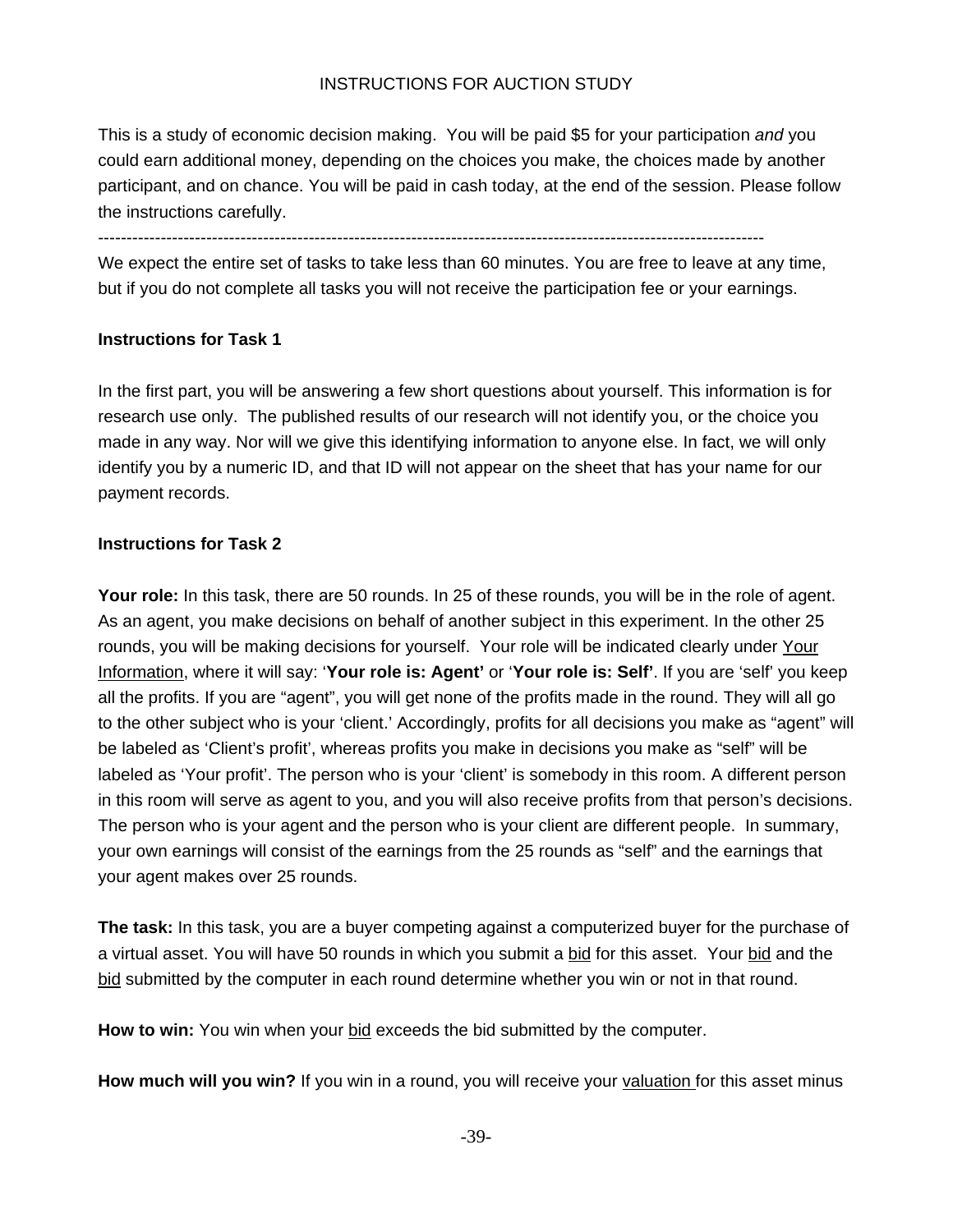INSTRUCTIONS FOR AUCTION STUDY

This is a study of economic decision making. You will be paid $5 for your participation *and* you could earn additional money, depending on the choices you make, the choices made by another participant, and on chance. You will be paid in cash today, at the end of the session. Please follow the instructions carefully.

---

We expect the entire set of tasks to take less than 60 minutes. You are free to leave at any time, but if you do not complete all tasks you will not receive the participation fee or your earnings.

**Instructions for Task 1**

In the first part, you will be answering a few short questions about yourself. This information is for research use only. The published results of our research will not identify you, or the choice you made in any way. Nor will we give this identifying information to anyone else. In fact, we will only identify you by a numeric ID, and that ID will not appear on the sheet that has your name for our payment records.

**Instructions for Task 2**

**Your role:** In this task, there are 50 rounds. In 25 of these rounds, you will be in the role of agent. As an agent, you make decisions on behalf of another subject in this experiment. In the other 25 rounds, you will be making decisions for yourself. Your role will be indicated clearly under Your Information, where it will say: '**Your role is: Agent'** or '**Your role is: Self'**. If you are 'self' you keep all the profits. If you are "agent", you will get none of the profits made in the round. They will all go to the other subject who is your 'client.' Accordingly, profits for all decisions you make as "agent" will be labeled as 'Client's profit', whereas profits you make in decisions you make as "self" will be labeled as 'Your profit'. The person who is your 'client' is somebody in this room. A different person in this room will serve as agent to you, and you will also receive profits from that person's decisions. The person who is your agent and the person who is your client are different people. In summary, your own earnings will consist of the earnings from the 25 rounds as "self" and the earnings that your agent makes over 25 rounds.

**The task:** In this task, you are a buyer competing against a computerized buyer for the purchase of a virtual asset. You will have 50 rounds in which you submit a bid for this asset. Your bid and the bid submitted by the computer in each round determine whether you win or not in that round.

**How to win:** You win when your bid exceeds the bid submitted by the computer.

**How much will you win?** If you win in a round, you will receive your valuation for this asset minus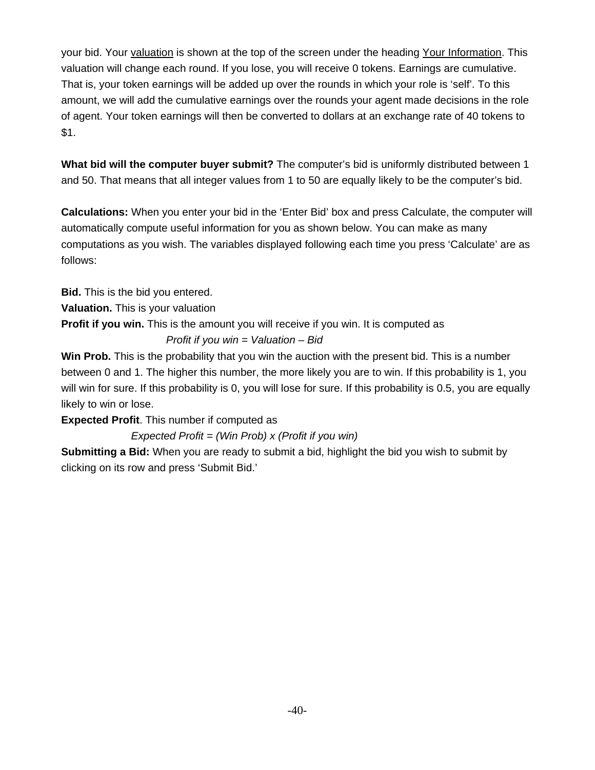your bid. Your valuation is shown at the top of the screen under the heading Your Information. This valuation will change each round. If you lose, you will receive 0 tokens. Earnings are cumulative. That is, your token earnings will be added up over the rounds in which your role is 'self'. To this amount, we will add the cumulative earnings over the rounds your agent made decisions in the role of agent. Your token earnings will then be converted to dollars at an exchange rate of 40 tokens to $1.

**What bid will the computer buyer submit?** The computer's bid is uniformly distributed between 1 and 50. That means that all integer values from 1 to 50 are equally likely to be the computer's bid.

**Calculations:** When you enter your bid in the 'Enter Bid' box and press Calculate, the computer will automatically compute useful information for you as shown below. You can make as many computations as you wish. The variables displayed following each time you press 'Calculate' are as follows:

**Bid.** This is the bid you entered.
**Valuation.** This is your valuation
**Profit if you win.** This is the amount you will receive if you win. It is computed as

*Profit if you win = Valuation – Bid*

**Win Prob.** This is the probability that you win the auction with the present bid. This is a number between 0 and 1. The higher this number, the more likely you are to win. If this probability is 1, you will win for sure. If this probability is 0, you will lose for sure. If this probability is 0.5, you are equally likely to win or lose.
**Expected Profit**. This number if computed as

*Expected Profit = (Win Prob) x (Profit if you win)*

**Submitting a Bid:** When you are ready to submit a bid, highlight the bid you wish to submit by clicking on its row and press 'Submit Bid.'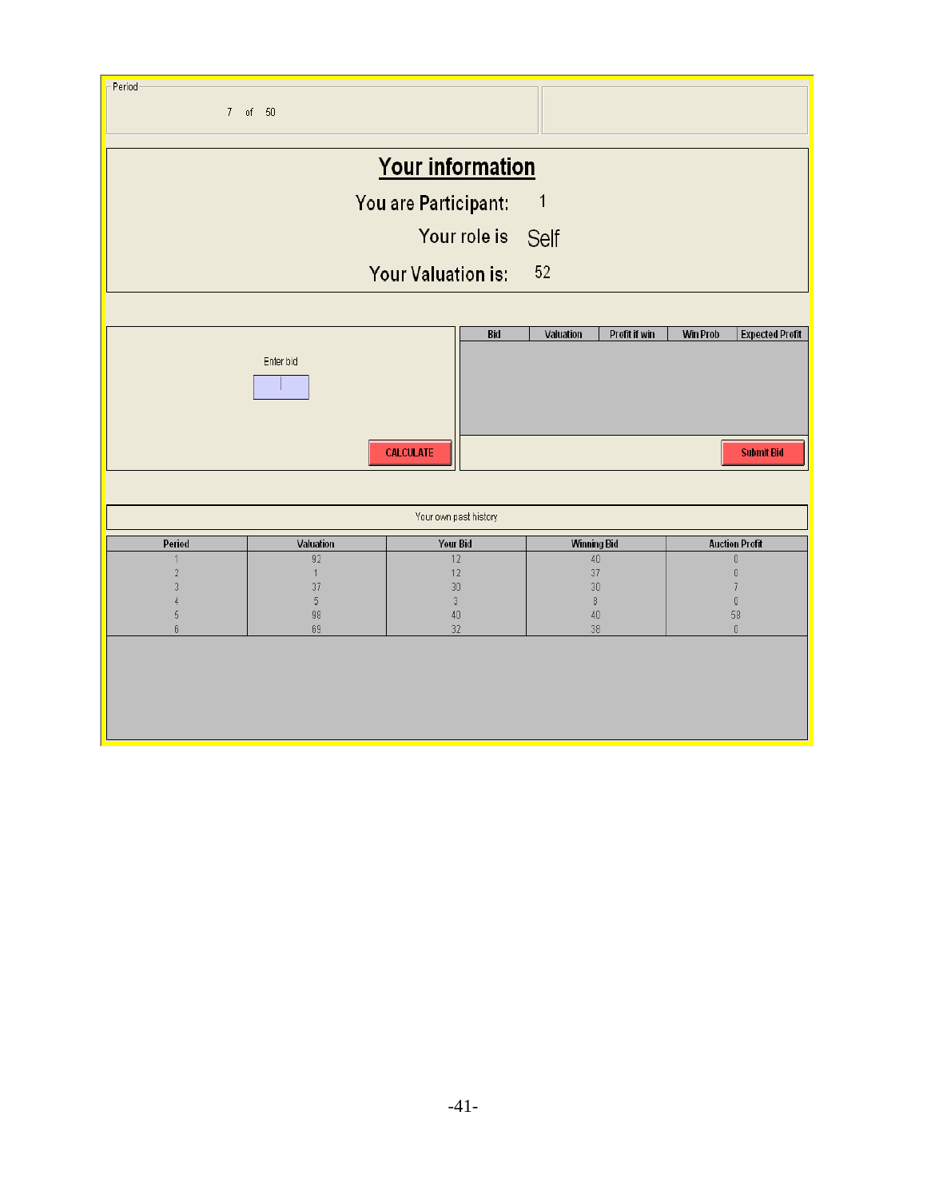Period

7 of 50

## Your information

You are Participant: 1

Your role is Self

Your Valuation is: 52

Enter bid

CALCULATE

| Bid | Valuation | Profit if win | Win Prob | Expected Profit |
|---|---|---|---|---|

Submit Bid

Your own past history

| Period | Valuation | Your Bid | Winning Bid | Auction Profit |
|---|---|---|---|---|
| 1 | 92 | 12 | 40 | 0 |
| 2 | 1 | 12 | 37 | 0 |
| 3 | 37 | 30 | 30 | 7 |
| 4 | 5 | 3 | 8 | 0 |
| 5 | 98 | 40 | 40 | 58 |
| 6 | 69 | 32 | 38 | 0 |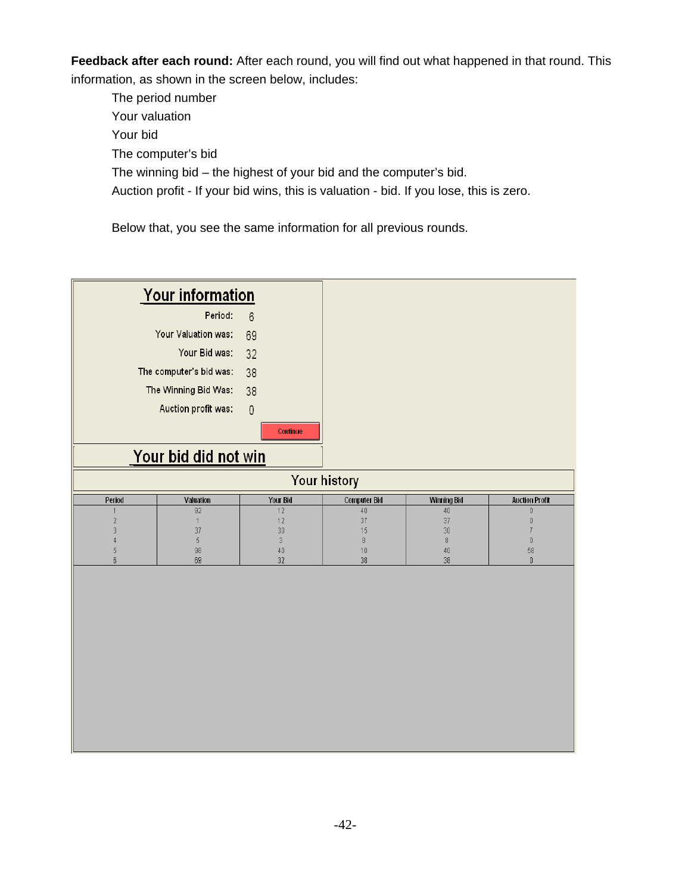**Feedback after each round:** After each round, you will find out what happened in that round. This information, as shown in the screen below, includes:

The period number
Your valuation
Your bid
The computer's bid
The winning bid – the highest of your bid and the computer's bid.
Auction profit - If your bid wins, this is valuation - bid. If you lose, this is zero.

Below that, you see the same information for all previous rounds.

**Your information**

Period: 6
Your Valuation was: 69
Your Bid was: 32
The computer's bid was: 38
The Winning Bid Was: 38
Auction profit was: 0

Continue

**Your bid did not win**

Your history

| Period | Valuation | Your Bid | Computer Bid | Winning Bid | Auction Profit |
|---|---|---|---|---|---|
| 1 | 92 | 12 | 40 | 40 | 0 |
| 2 | 1 | 12 | 37 | 37 | 0 |
| 3 | 37 | 30 | 15 | 30 | 7 |
| 4 | 5 | 3 | 8 | 8 | 0 |
| 5 | 98 | 40 | 10 | 40 | 58 |
| 6 | 69 | 32 | 38 | 38 | 0 |